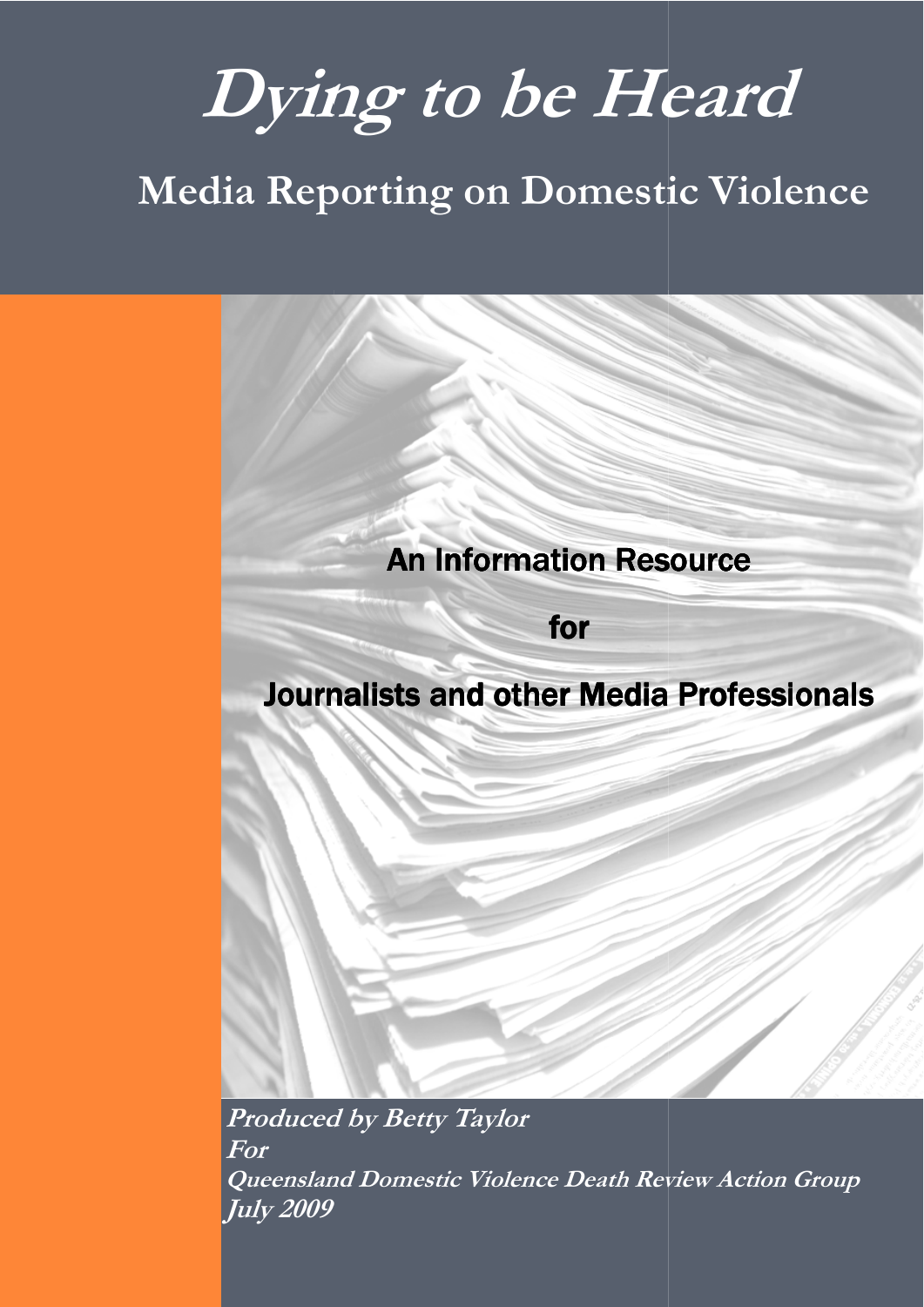# Dying to be Heard

## Media Reporting on Domestic Violence

An Information Resource

for

Journalists and other Media Professionals

**Produced by Betty Taylor**
**For**
**Queensland Domestic Violence Death Review Action Group**
**July 2009**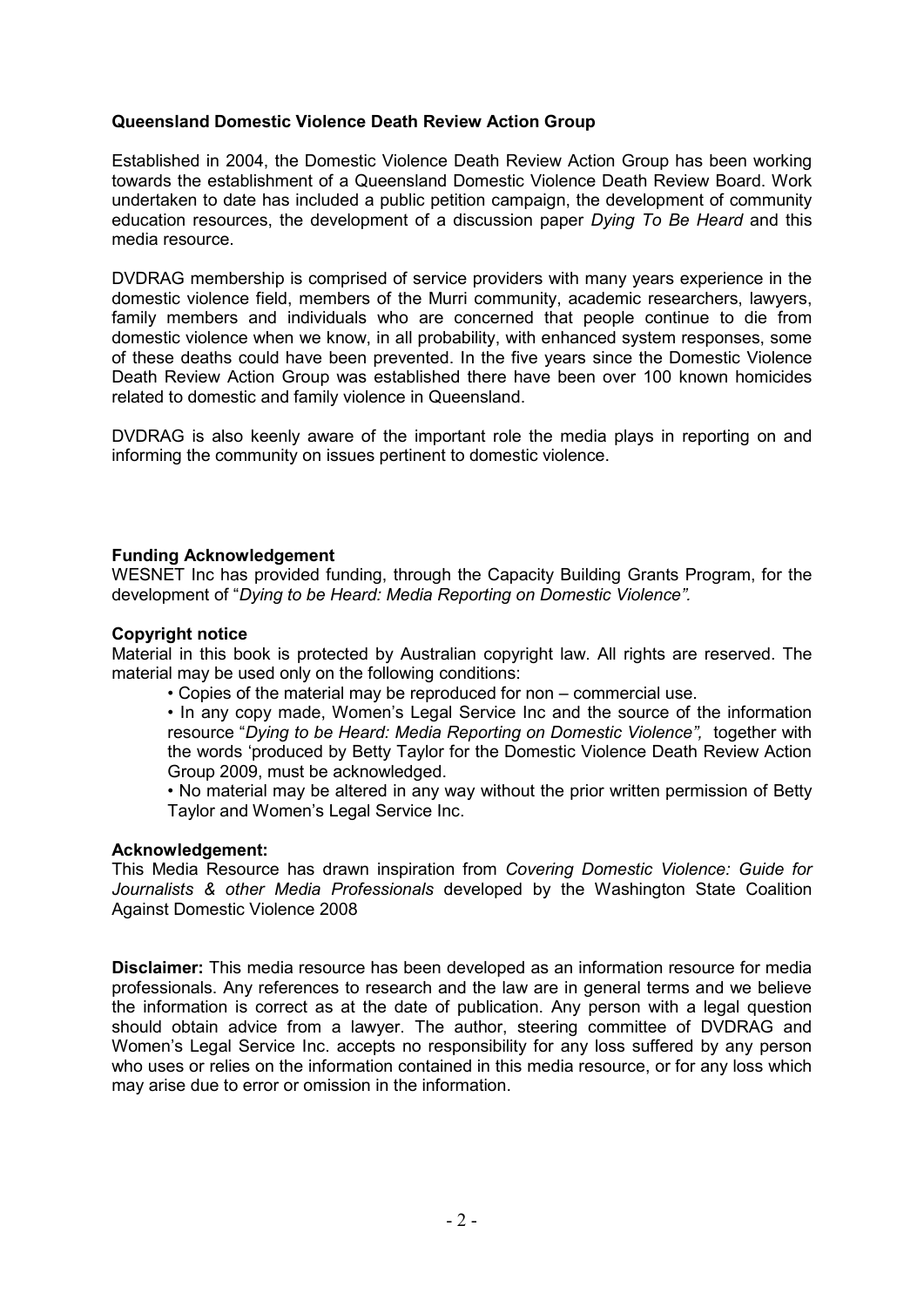**Queensland Domestic Violence Death Review Action Group**

Established in 2004, the Domestic Violence Death Review Action Group has been working towards the establishment of a Queensland Domestic Violence Death Review Board. Work undertaken to date has included a public petition campaign, the development of community education resources, the development of a discussion paper *Dying To Be Heard* and this media resource.

DVDRAG membership is comprised of service providers with many years experience in the domestic violence field, members of the Murri community, academic researchers, lawyers, family members and individuals who are concerned that people continue to die from domestic violence when we know, in all probability, with enhanced system responses, some of these deaths could have been prevented. In the five years since the Domestic Violence Death Review Action Group was established there have been over 100 known homicides related to domestic and family violence in Queensland.

DVDRAG is also keenly aware of the important role the media plays in reporting on and informing the community on issues pertinent to domestic violence.

**Funding Acknowledgement**
WESNET Inc has provided funding, through the Capacity Building Grants Program, for the development of "*Dying to be Heard: Media Reporting on Domestic Violence".*

**Copyright notice**
Material in this book is protected by Australian copyright law. All rights are reserved. The material may be used only on the following conditions:

- Copies of the material may be reproduced for non – commercial use.
- In any copy made, Women's Legal Service Inc and the source of the information resource "*Dying to be Heard: Media Reporting on Domestic Violence",* together with the words 'produced by Betty Taylor for the Domestic Violence Death Review Action Group 2009, must be acknowledged.
- No material may be altered in any way without the prior written permission of Betty Taylor and Women's Legal Service Inc.

**Acknowledgement:**
This Media Resource has drawn inspiration from *Covering Domestic Violence: Guide for Journalists & other Media Professionals* developed by the Washington State Coalition Against Domestic Violence 2008

**Disclaimer:** This media resource has been developed as an information resource for media professionals. Any references to research and the law are in general terms and we believe the information is correct as at the date of publication. Any person with a legal question should obtain advice from a lawyer. The author, steering committee of DVDRAG and Women's Legal Service Inc. accepts no responsibility for any loss suffered by any person who uses or relies on the information contained in this media resource, or for any loss which may arise due to error or omission in the information.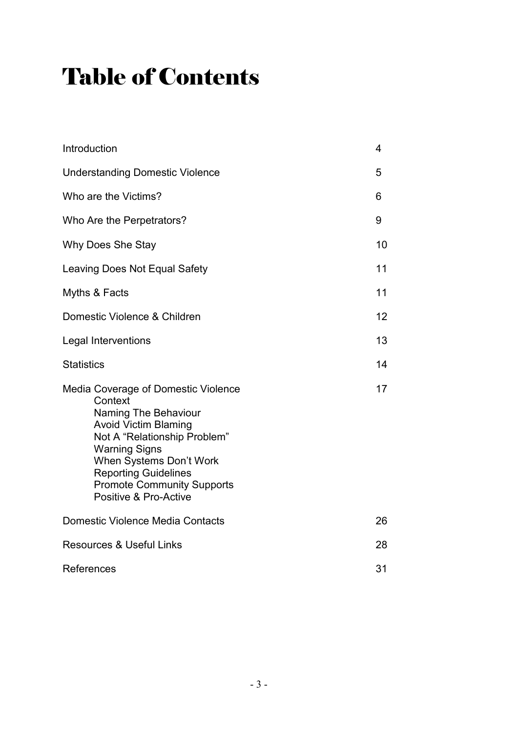# Table of Contents

| | |
|---|---|
| Introduction | 4 |
| Understanding Domestic Violence | 5 |
| Who are the Victims? | 6 |
| Who Are the Perpetrators? | 9 |
| Why Does She Stay | 10 |
| Leaving Does Not Equal Safety | 11 |
| Myths & Facts | 11 |
| Domestic Violence & Children | 12 |
| Legal Interventions | 13 |
| Statistics | 14 |
| Media Coverage of Domestic Violence | 17 |
| Context | |
| Naming The Behaviour | |
| Avoid Victim Blaming | |
| Not A "Relationship Problem" | |
| Warning Signs | |
| When Systems Don't Work | |
| Reporting Guidelines | |
| Promote Community Supports | |
| Positive & Pro-Active | |
| Domestic Violence Media Contacts | 26 |
| Resources & Useful Links | 28 |
| References | 31 |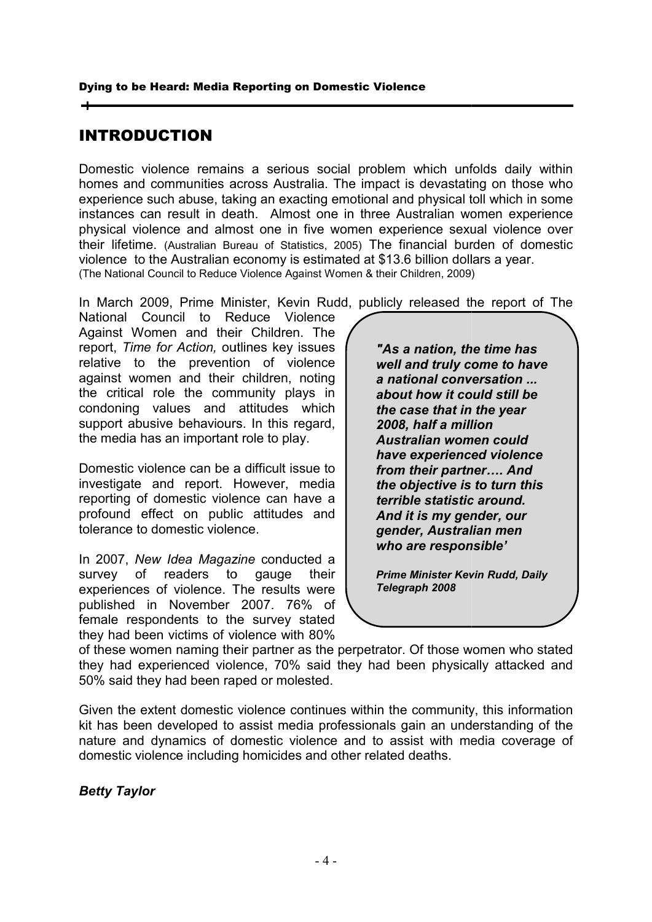# INTRODUCTION

Domestic violence remains a serious social problem which unfolds daily within homes and communities across Australia. The impact is devastating on those who experience such abuse, taking an exacting emotional and physical toll which in some instances can result in death. Almost one in three Australian women experience physical violence and almost one in five women experience sexual violence over their lifetime. (Australian Bureau of Statistics, 2005) The financial burden of domestic violence to the Australian economy is estimated at $13.6 billion dollars a year. (The National Council to Reduce Violence Against Women & their Children, 2009)

In March 2009, Prime Minister, Kevin Rudd, publicly released the report of The National Council to Reduce Violence Against Women and their Children. The report, *Time for Action,* outlines key issues relative to the prevention of violence against women and their children, noting the critical role the community plays in condoning values and attitudes which support abusive behaviours. In this regard, the media has an important role to play.

> ***"As a nation, the time has well and truly come to have a national conversation ... about how it could still be the case that in the year 2008, half a million Australian women could have experienced violence from their partner…. And the objective is to turn this terrible statistic around. And it is my gender, our gender, Australian men who are responsible'***
>
> ***Prime Minister Kevin Rudd, Daily Telegraph 2008***

Domestic violence can be a difficult issue to investigate and report. However, media reporting of domestic violence can have a profound effect on public attitudes and tolerance to domestic violence.

In 2007, *New Idea Magazine* conducted a survey of readers to gauge their experiences of violence. The results were published in November 2007. 76% of female respondents to the survey stated they had been victims of violence with 80% of these women naming their partner as the perpetrator. Of those women who stated they had experienced violence, 70% said they had been physically attacked and 50% said they had been raped or molested.

Given the extent domestic violence continues within the community, this information kit has been developed to assist media professionals gain an understanding of the nature and dynamics of domestic violence and to assist with media coverage of domestic violence including homicides and other related deaths.

***Betty Taylor***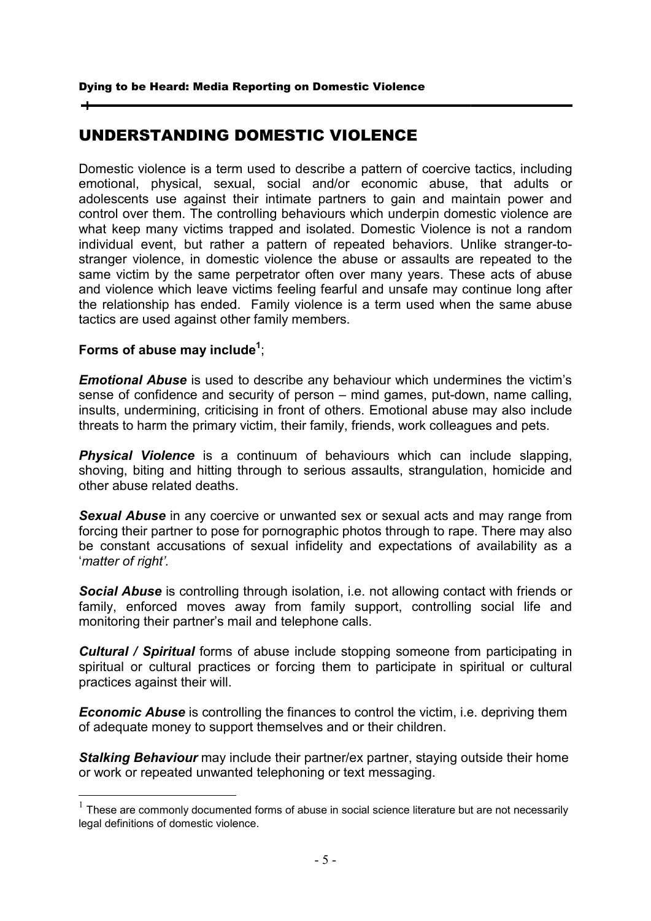# UNDERSTANDING DOMESTIC VIOLENCE

Domestic violence is a term used to describe a pattern of coercive tactics, including emotional, physical, sexual, social and/or economic abuse, that adults or adolescents use against their intimate partners to gain and maintain power and control over them. The controlling behaviours which underpin domestic violence are what keep many victims trapped and isolated. Domestic Violence is not a random individual event, but rather a pattern of repeated behaviors. Unlike stranger-to-stranger violence, in domestic violence the abuse or assaults are repeated to the same victim by the same perpetrator often over many years. These acts of abuse and violence which leave victims feeling fearful and unsafe may continue long after the relationship has ended. Family violence is a term used when the same abuse tactics are used against other family members.

**Forms of abuse may include[1]**;

***Emotional Abuse*** is used to describe any behaviour which undermines the victim's sense of confidence and security of person – mind games, put-down, name calling, insults, undermining, criticising in front of others. Emotional abuse may also include threats to harm the primary victim, their family, friends, work colleagues and pets.

***Physical Violence*** is a continuum of behaviours which can include slapping, shoving, biting and hitting through to serious assaults, strangulation, homicide and other abuse related deaths.

***Sexual Abuse*** in any coercive or unwanted sex or sexual acts and may range from forcing their partner to pose for pornographic photos through to rape. There may also be constant accusations of sexual infidelity and expectations of availability as a '*matter of right'.*

***Social Abuse*** is controlling through isolation, i.e. not allowing contact with friends or family, enforced moves away from family support, controlling social life and monitoring their partner's mail and telephone calls.

***Cultural / Spiritual*** forms of abuse include stopping someone from participating in spiritual or cultural practices or forcing them to participate in spiritual or cultural practices against their will.

***Economic Abuse*** is controlling the finances to control the victim, i.e. depriving them of adequate money to support themselves and or their children.

***Stalking Behaviour*** may include their partner/ex partner, staying outside their home or work or repeated unwanted telephoning or text messaging.

---

[1] These are commonly documented forms of abuse in social science literature but are not necessarily legal definitions of domestic violence.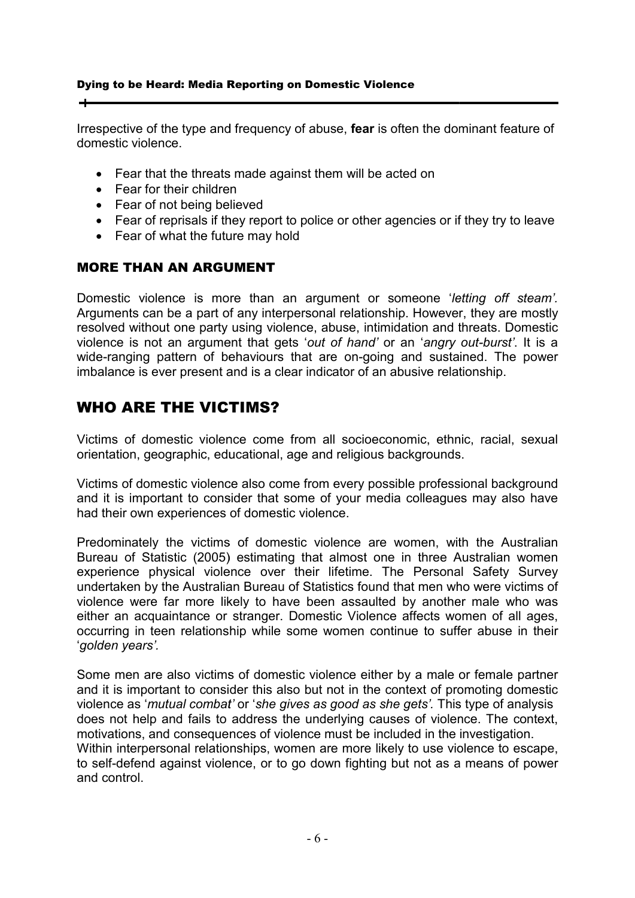Irrespective of the type and frequency of abuse, **fear** is often the dominant feature of domestic violence.

- Fear that the threats made against them will be acted on
- Fear for their children
- Fear of not being believed
- Fear of reprisals if they report to police or other agencies or if they try to leave
- Fear of what the future may hold

### MORE THAN AN ARGUMENT

Domestic violence is more than an argument or someone '*letting off steam'.* Arguments can be a part of any interpersonal relationship. However, they are mostly resolved without one party using violence, abuse, intimidation and threats. Domestic violence is not an argument that gets '*out of hand'* or an '*angry out-burst'*. It is a wide-ranging pattern of behaviours that are on-going and sustained. The power imbalance is ever present and is a clear indicator of an abusive relationship.

## WHO ARE THE VICTIMS?

Victims of domestic violence come from all socioeconomic, ethnic, racial, sexual orientation, geographic, educational, age and religious backgrounds.

Victims of domestic violence also come from every possible professional background and it is important to consider that some of your media colleagues may also have had their own experiences of domestic violence.

Predominately the victims of domestic violence are women, with the Australian Bureau of Statistic (2005) estimating that almost one in three Australian women experience physical violence over their lifetime. The Personal Safety Survey undertaken by the Australian Bureau of Statistics found that men who were victims of violence were far more likely to have been assaulted by another male who was either an acquaintance or stranger. Domestic Violence affects women of all ages, occurring in teen relationship while some women continue to suffer abuse in their '*golden years'.*

Some men are also victims of domestic violence either by a male or female partner and it is important to consider this also but not in the context of promoting domestic violence as '*mutual combat'* or '*she gives as good as she gets'.* This type of analysis does not help and fails to address the underlying causes of violence. The context, motivations, and consequences of violence must be included in the investigation.
Within interpersonal relationships, women are more likely to use violence to escape, to self-defend against violence, or to go down fighting but not as a means of power and control.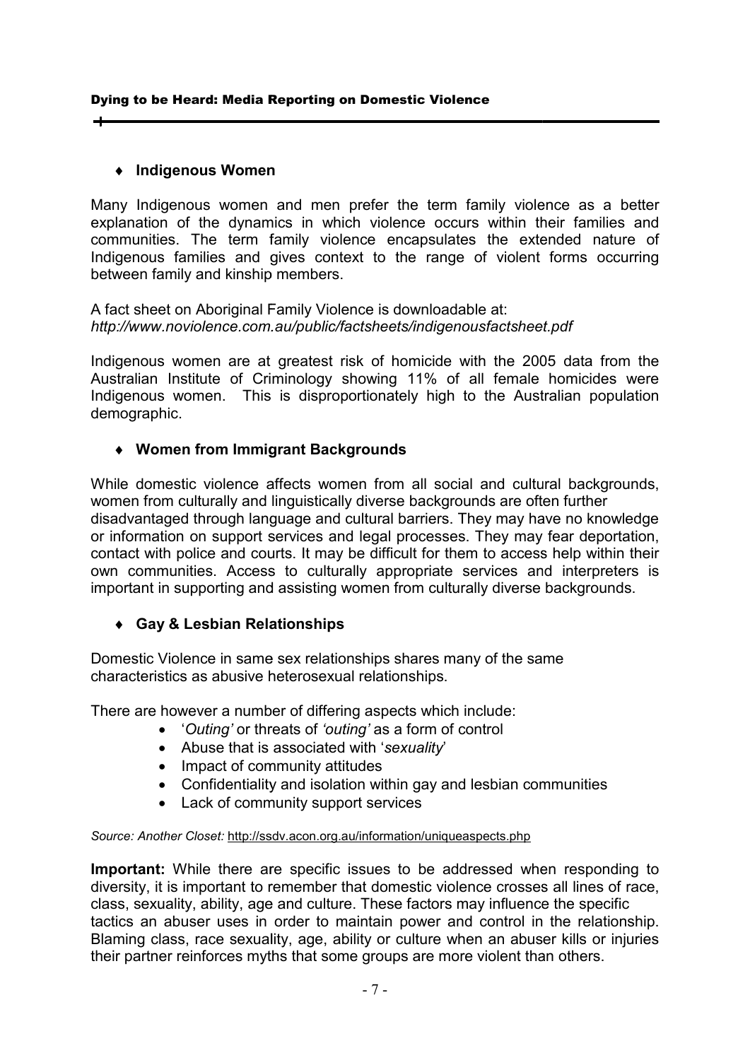- **Indigenous Women**

Many Indigenous women and men prefer the term family violence as a better explanation of the dynamics in which violence occurs within their families and communities. The term family violence encapsulates the extended nature of Indigenous families and gives context to the range of violent forms occurring between family and kinship members.

A fact sheet on Aboriginal Family Violence is downloadable at:
*http://www.noviolence.com.au/public/factsheets/indigenousfactsheet.pdf*

Indigenous women are at greatest risk of homicide with the 2005 data from the Australian Institute of Criminology showing 11% of all female homicides were Indigenous women. This is disproportionately high to the Australian population demographic.

- **Women from Immigrant Backgrounds**

While domestic violence affects women from all social and cultural backgrounds, women from culturally and linguistically diverse backgrounds are often further disadvantaged through language and cultural barriers. They may have no knowledge or information on support services and legal processes. They may fear deportation, contact with police and courts. It may be difficult for them to access help within their own communities. Access to culturally appropriate services and interpreters is important in supporting and assisting women from culturally diverse backgrounds.

- **Gay & Lesbian Relationships**

Domestic Violence in same sex relationships shares many of the same characteristics as abusive heterosexual relationships.

There are however a number of differing aspects which include:

- '*Outing'* or threats of *'outing'* as a form of control
- Abuse that is associated with '*sexuality*'
- Impact of community attitudes
- Confidentiality and isolation within gay and lesbian communities
- Lack of community support services

*Source: Another Closet:* http://ssdv.acon.org.au/information/uniqueaspects.php

**Important:** While there are specific issues to be addressed when responding to diversity, it is important to remember that domestic violence crosses all lines of race, class, sexuality, ability, age and culture. These factors may influence the specific tactics an abuser uses in order to maintain power and control in the relationship. Blaming class, race sexuality, age, ability or culture when an abuser kills or injuries their partner reinforces myths that some groups are more violent than others.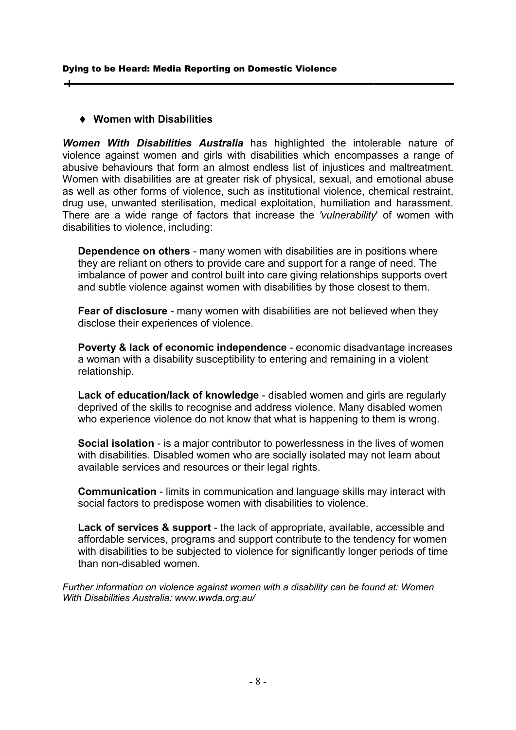- **Women with Disabilities**

***Women With Disabilities Australia*** has highlighted the intolerable nature of violence against women and girls with disabilities which encompasses a range of abusive behaviours that form an almost endless list of injustices and maltreatment. Women with disabilities are at greater risk of physical, sexual, and emotional abuse as well as other forms of violence, such as institutional violence, chemical restraint, drug use, unwanted sterilisation, medical exploitation, humiliation and harassment. There are a wide range of factors that increase the '*vulnerability*' of women with disabilities to violence, including:

**Dependence on others** - many women with disabilities are in positions where they are reliant on others to provide care and support for a range of need. The imbalance of power and control built into care giving relationships supports overt and subtle violence against women with disabilities by those closest to them.

**Fear of disclosure** - many women with disabilities are not believed when they disclose their experiences of violence.

**Poverty & lack of economic independence** - economic disadvantage increases a woman with a disability susceptibility to entering and remaining in a violent relationship.

**Lack of education/lack of knowledge** - disabled women and girls are regularly deprived of the skills to recognise and address violence. Many disabled women who experience violence do not know that what is happening to them is wrong.

**Social isolation** - is a major contributor to powerlessness in the lives of women with disabilities. Disabled women who are socially isolated may not learn about available services and resources or their legal rights.

**Communication** - limits in communication and language skills may interact with social factors to predispose women with disabilities to violence.

**Lack of services & support** - the lack of appropriate, available, accessible and affordable services, programs and support contribute to the tendency for women with disabilities to be subjected to violence for significantly longer periods of time than non-disabled women.

*Further information on violence against women with a disability can be found at: Women With Disabilities Australia: www.wwda.org.au/*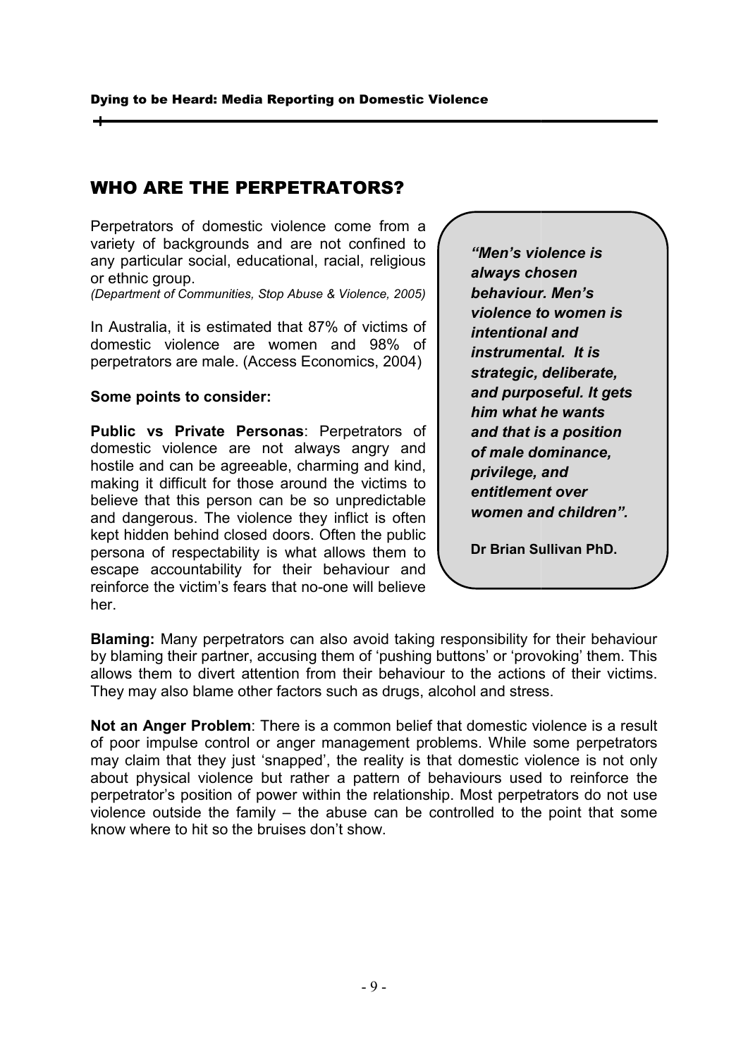## WHO ARE THE PERPETRATORS?

Perpetrators of domestic violence come from a variety of backgrounds and are not confined to any particular social, educational, racial, religious or ethnic group.
*(Department of Communities, Stop Abuse & Violence, 2005)*

In Australia, it is estimated that 87% of victims of domestic violence are women and 98% of perpetrators are male. (Access Economics, 2004)

> ***"Men's violence is always chosen behaviour. Men's violence to women is intentional and instrumental. It is strategic, deliberate, and purposeful. It gets him what he wants and that is a position of male dominance, privilege, and entitlement over women and children".***
>
> **Dr Brian Sullivan PhD.**

**Some points to consider:**

**Public vs Private Personas**: Perpetrators of domestic violence are not always angry and hostile and can be agreeable, charming and kind, making it difficult for those around the victims to believe that this person can be so unpredictable and dangerous. The violence they inflict is often kept hidden behind closed doors. Often the public persona of respectability is what allows them to escape accountability for their behaviour and reinforce the victim's fears that no-one will believe her.

**Blaming:** Many perpetrators can also avoid taking responsibility for their behaviour by blaming their partner, accusing them of 'pushing buttons' or 'provoking' them. This allows them to divert attention from their behaviour to the actions of their victims. They may also blame other factors such as drugs, alcohol and stress.

**Not an Anger Problem**: There is a common belief that domestic violence is a result of poor impulse control or anger management problems. While some perpetrators may claim that they just 'snapped', the reality is that domestic violence is not only about physical violence but rather a pattern of behaviours used to reinforce the perpetrator's position of power within the relationship. Most perpetrators do not use violence outside the family – the abuse can be controlled to the point that some know where to hit so the bruises don't show.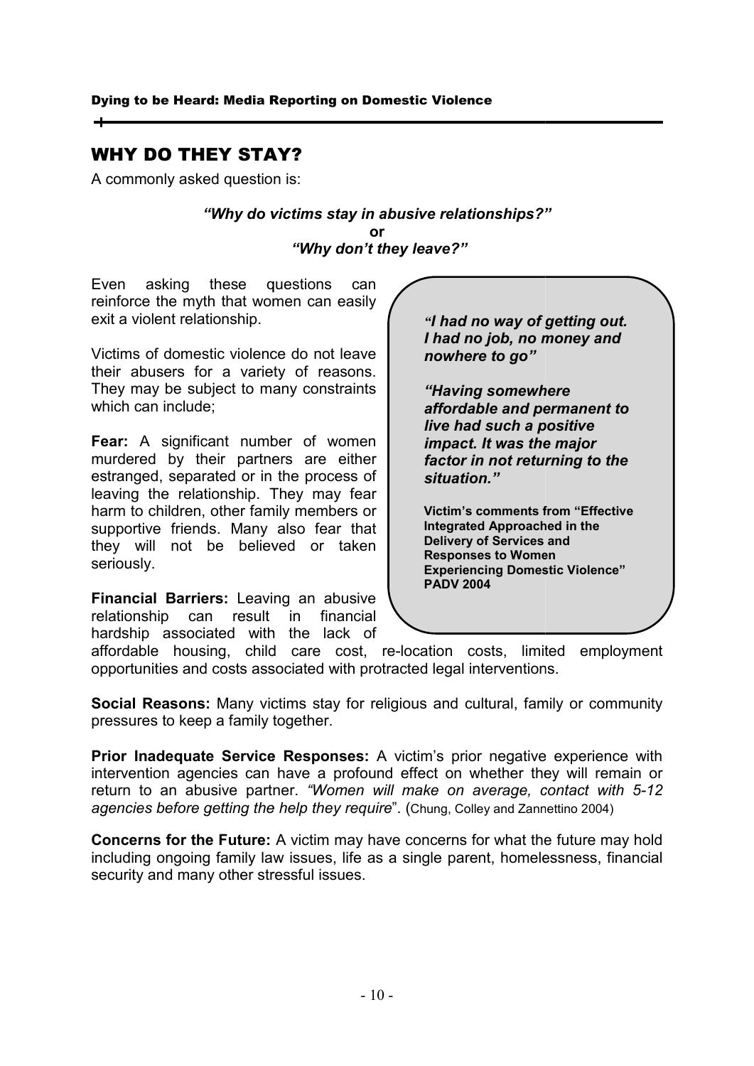## WHY DO THEY STAY?

A commonly asked question is:

***"Why do victims stay in abusive relationships?"***
**or**
***"Why don't they leave?"***

Even asking these questions can reinforce the myth that women can easily exit a violent relationship.

Victims of domestic violence do not leave their abusers for a variety of reasons. They may be subject to many constraints which can include;

**Fear:** A significant number of women murdered by their partners are either estranged, separated or in the process of leaving the relationship. They may fear harm to children, other family members or supportive friends. Many also fear that they will not be believed or taken seriously.

**Financial Barriers:** Leaving an abusive relationship can result in financial hardship associated with the lack of affordable housing, child care cost, re-location costs, limited employment opportunities and costs associated with protracted legal interventions.

> ***"I had no way of getting out. I had no job, no money and nowhere to go"***
>
> ***"Having somewhere affordable and permanent to live had such a positive impact. It was the major factor in not returning to the situation."***
>
> **Victim's comments from "Effective Integrated Approached in the Delivery of Services and Responses to Women Experiencing Domestic Violence" PADV 2004**

**Social Reasons:** Many victims stay for religious and cultural, family or community pressures to keep a family together.

**Prior Inadequate Service Responses:** A victim's prior negative experience with intervention agencies can have a profound effect on whether they will remain or return to an abusive partner. *"Women will make on average, contact with 5-12 agencies before getting the help they require*". (Chung, Colley and Zannettino 2004)

**Concerns for the Future:** A victim may have concerns for what the future may hold including ongoing family law issues, life as a single parent, homelessness, financial security and many other stressful issues.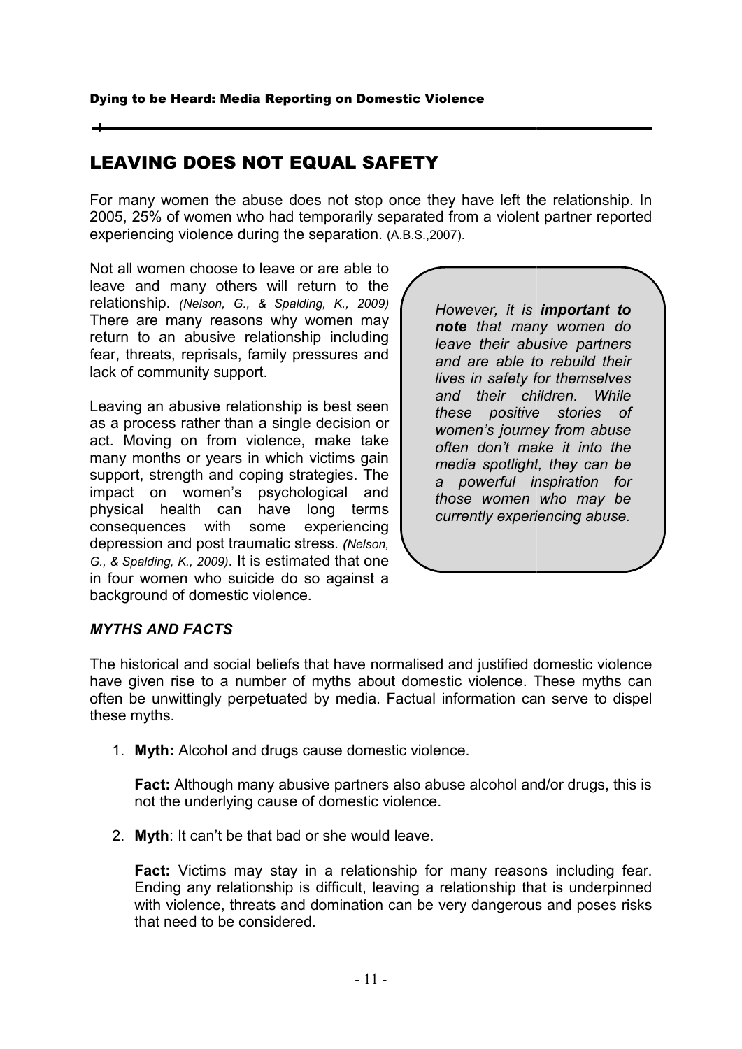## LEAVING DOES NOT EQUAL SAFETY

For many women the abuse does not stop once they have left the relationship. In 2005, 25% of women who had temporarily separated from a violent partner reported experiencing violence during the separation. (A.B.S.,2007).

Not all women choose to leave or are able to leave and many others will return to the relationship. *(Nelson, G., & Spalding, K., 2009)* There are many reasons why women may return to an abusive relationship including fear, threats, reprisals, family pressures and lack of community support.

Leaving an abusive relationship is best seen as a process rather than a single decision or act. Moving on from violence, make take many months or years in which victims gain support, strength and coping strategies. The impact on women's psychological and physical health can have long terms consequences with some experiencing depression and post traumatic stress. *(Nelson, G., & Spalding, K., 2009)*. It is estimated that one in four women who suicide do so against a background of domestic violence.

> *However, it is **important to note** that many women do leave their abusive partners and are able to rebuild their lives in safety for themselves and their children. While these positive stories of women's journey from abuse often don't make it into the media spotlight, they can be a powerful inspiration for those women who may be currently experiencing abuse.*

### *MYTHS AND FACTS*

The historical and social beliefs that have normalised and justified domestic violence have given rise to a number of myths about domestic violence. These myths can often be unwittingly perpetuated by media. Factual information can serve to dispel these myths.

1. **Myth:** Alcohol and drugs cause domestic violence.

   **Fact:** Although many abusive partners also abuse alcohol and/or drugs, this is not the underlying cause of domestic violence.

2. **Myth**: It can't be that bad or she would leave.

   **Fact:** Victims may stay in a relationship for many reasons including fear. Ending any relationship is difficult, leaving a relationship that is underpinned with violence, threats and domination can be very dangerous and poses risks that need to be considered.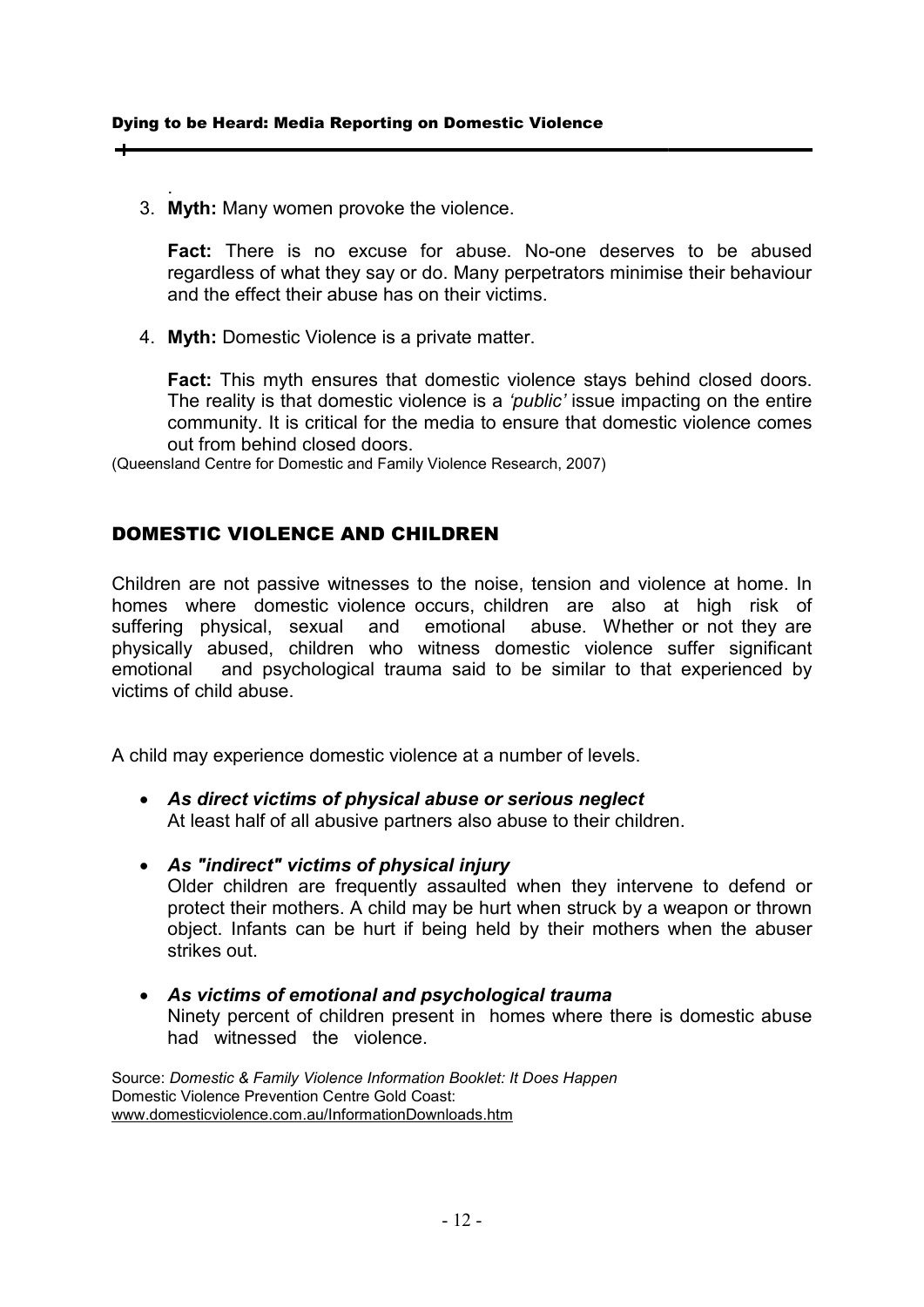3. **Myth:** Many women provoke the violence.

   **Fact:** There is no excuse for abuse. No-one deserves to be abused regardless of what they say or do. Many perpetrators minimise their behaviour and the effect their abuse has on their victims.

4. **Myth:** Domestic Violence is a private matter.

   **Fact:** This myth ensures that domestic violence stays behind closed doors. The reality is that domestic violence is a *'public'* issue impacting on the entire community. It is critical for the media to ensure that domestic violence comes out from behind closed doors.

(Queensland Centre for Domestic and Family Violence Research, 2007)

## DOMESTIC VIOLENCE AND CHILDREN

Children are not passive witnesses to the noise, tension and violence at home. In homes where domestic violence occurs, children are also at high risk of suffering physical, sexual and emotional abuse. Whether or not they are physically abused, children who witness domestic violence suffer significant emotional and psychological trauma said to be similar to that experienced by victims of child abuse.

A child may experience domestic violence at a number of levels.

- ***As direct victims of physical abuse or serious neglect***
  At least half of all abusive partners also abuse to their children.

- ***As "indirect" victims of physical injury***
  Older children are frequently assaulted when they intervene to defend or protect their mothers. A child may be hurt when struck by a weapon or thrown object. Infants can be hurt if being held by their mothers when the abuser strikes out.

- ***As victims of emotional and psychological trauma***
  Ninety percent of children present in homes where there is domestic abuse had witnessed the violence.

Source: *Domestic & Family Violence Information Booklet: It Does Happen*
Domestic Violence Prevention Centre Gold Coast:
www.domesticviolence.com.au/InformationDownloads.htm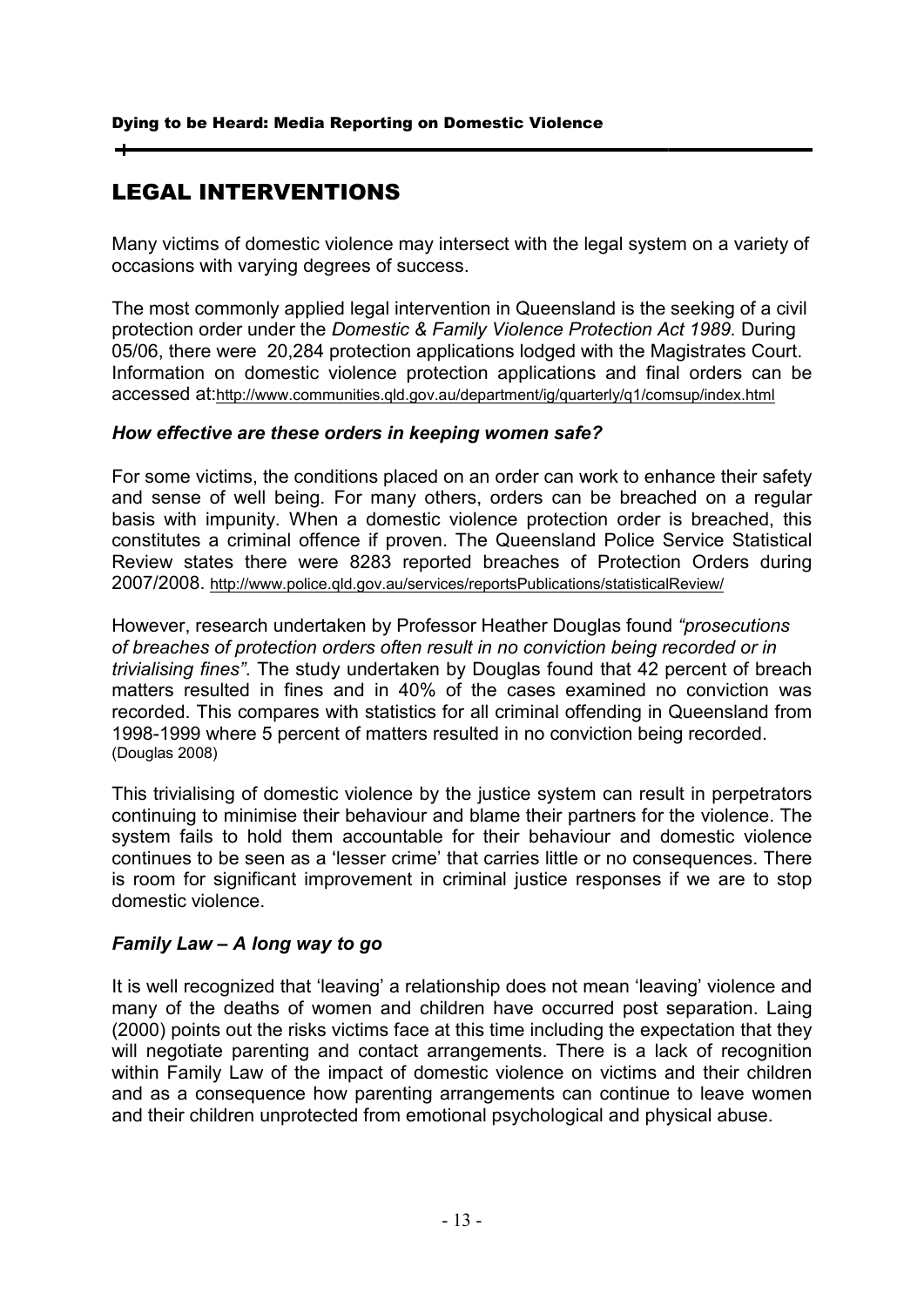# LEGAL INTERVENTIONS

Many victims of domestic violence may intersect with the legal system on a variety of occasions with varying degrees of success.

The most commonly applied legal intervention in Queensland is the seeking of a civil protection order under the *Domestic & Family Violence Protection Act 1989.* During 05/06, there were 20,284 protection applications lodged with the Magistrates Court. Information on domestic violence protection applications and final orders can be accessed at: http://www.communities.qld.gov.au/department/ig/quarterly/q1/comsup/index.html

### *How effective are these orders in keeping women safe?*

For some victims, the conditions placed on an order can work to enhance their safety and sense of well being. For many others, orders can be breached on a regular basis with impunity. When a domestic violence protection order is breached, this constitutes a criminal offence if proven. The Queensland Police Service Statistical Review states there were 8283 reported breaches of Protection Orders during 2007/2008. http://www.police.qld.gov.au/services/reportsPublications/statisticalReview/

However, research undertaken by Professor Heather Douglas found *"prosecutions of breaches of protection orders often result in no conviction being recorded or in trivialising fines"*. The study undertaken by Douglas found that 42 percent of breach matters resulted in fines and in 40% of the cases examined no conviction was recorded. This compares with statistics for all criminal offending in Queensland from 1998-1999 where 5 percent of matters resulted in no conviction being recorded. (Douglas 2008)

This trivialising of domestic violence by the justice system can result in perpetrators continuing to minimise their behaviour and blame their partners for the violence. The system fails to hold them accountable for their behaviour and domestic violence continues to be seen as a 'lesser crime' that carries little or no consequences. There is room for significant improvement in criminal justice responses if we are to stop domestic violence.

### *Family Law – A long way to go*

It is well recognized that 'leaving' a relationship does not mean 'leaving' violence and many of the deaths of women and children have occurred post separation. Laing (2000) points out the risks victims face at this time including the expectation that they will negotiate parenting and contact arrangements. There is a lack of recognition within Family Law of the impact of domestic violence on victims and their children and as a consequence how parenting arrangements can continue to leave women and their children unprotected from emotional psychological and physical abuse.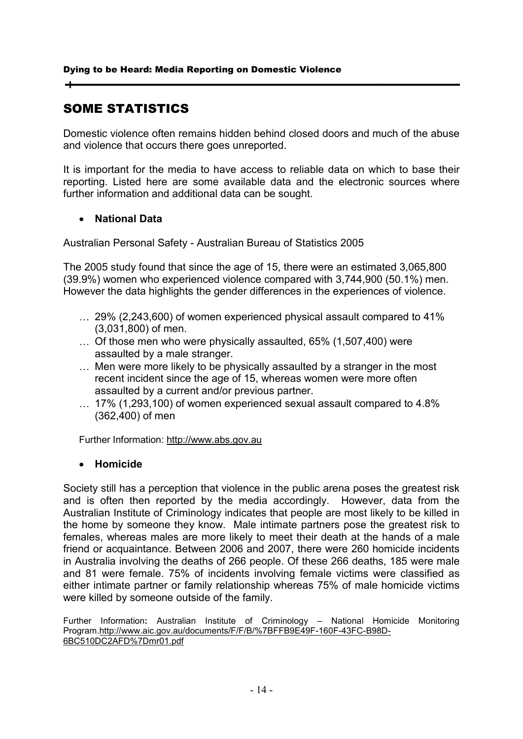## SOME STATISTICS

Domestic violence often remains hidden behind closed doors and much of the abuse and violence that occurs there goes unreported.

It is important for the media to have access to reliable data on which to base their reporting. Listed here are some available data and the electronic sources where further information and additional data can be sought.

- **National Data**

Australian Personal Safety - Australian Bureau of Statistics 2005

The 2005 study found that since the age of 15, there were an estimated 3,065,800 (39.9%) women who experienced violence compared with 3,744,900 (50.1%) men. However the data highlights the gender differences in the experiences of violence.

- 29% (2,243,600) of women experienced physical assault compared to 41% (3,031,800) of men.
- Of those men who were physically assaulted, 65% (1,507,400) were assaulted by a male stranger.
- Men were more likely to be physically assaulted by a stranger in the most recent incident since the age of 15, whereas women were more often assaulted by a current and/or previous partner.
- 17% (1,293,100) of women experienced sexual assault compared to 4.8% (362,400) of men

Further Information: http://www.abs.gov.au

- **Homicide**

Society still has a perception that violence in the public arena poses the greatest risk and is often then reported by the media accordingly. However, data from the Australian Institute of Criminology indicates that people are most likely to be killed in the home by someone they know. Male intimate partners pose the greatest risk to females, whereas males are more likely to meet their death at the hands of a male friend or acquaintance. Between 2006 and 2007, there were 260 homicide incidents in Australia involving the deaths of 266 people. Of these 266 deaths, 185 were male and 81 were female. 75% of incidents involving female victims were classified as either intimate partner or family relationship whereas 75% of male homicide victims were killed by someone outside of the family.

Further Information**:** Australian Institute of Criminology – National Homicide Monitoring Program.http://www.aic.gov.au/documents/F/F/B/%7BFFB9E49F-160F-43FC-B98D-6BC510DC2AFD%7Dmr01.pdf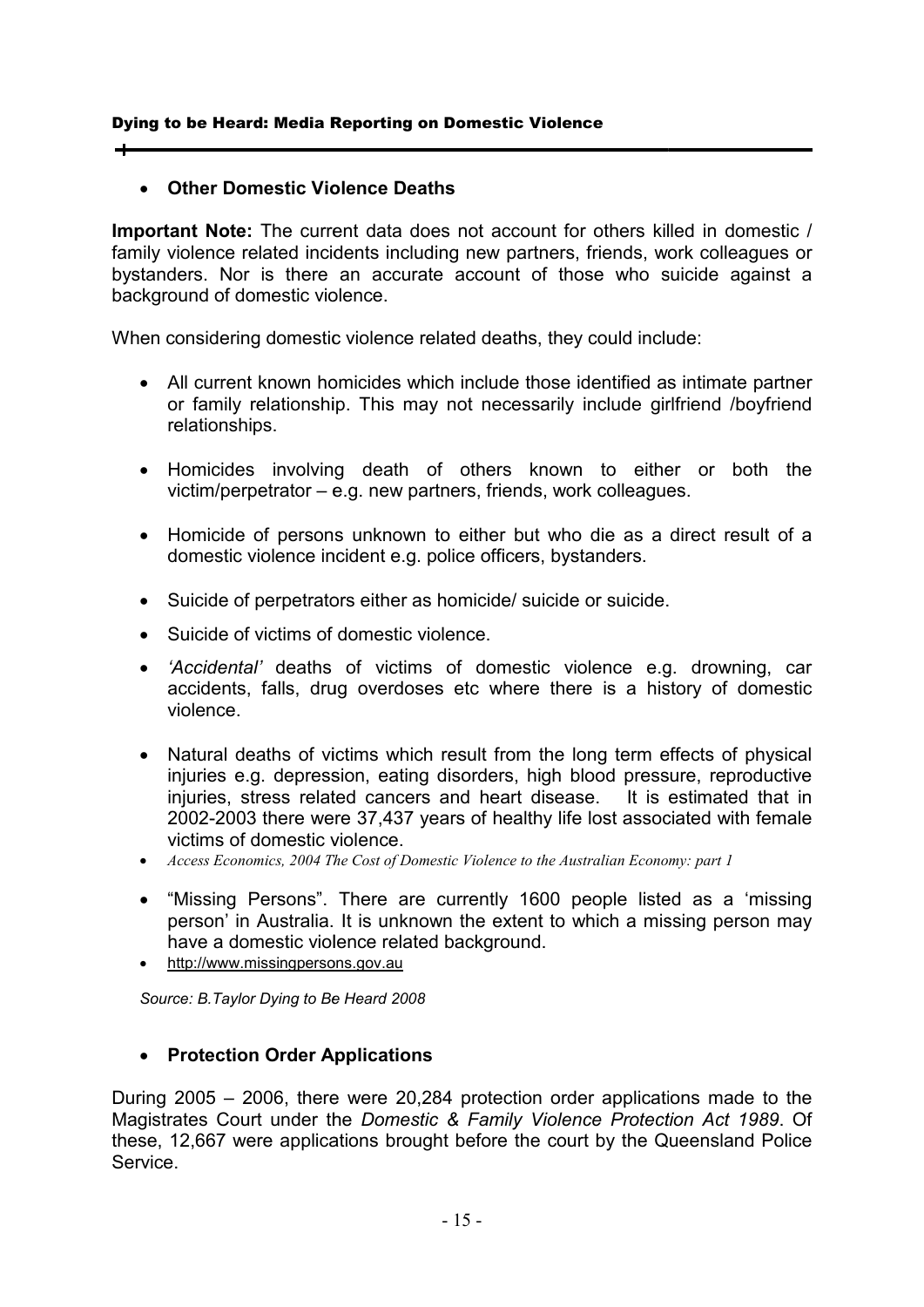- **Other Domestic Violence Deaths**

**Important Note:** The current data does not account for others killed in domestic / family violence related incidents including new partners, friends, work colleagues or bystanders. Nor is there an accurate account of those who suicide against a background of domestic violence.

When considering domestic violence related deaths, they could include:

- All current known homicides which include those identified as intimate partner or family relationship. This may not necessarily include girlfriend /boyfriend relationships.
- Homicides involving death of others known to either or both the victim/perpetrator – e.g. new partners, friends, work colleagues.
- Homicide of persons unknown to either but who die as a direct result of a domestic violence incident e.g. police officers, bystanders.
- Suicide of perpetrators either as homicide/ suicide or suicide.
- Suicide of victims of domestic violence.
- *'Accidental'* deaths of victims of domestic violence e.g. drowning, car accidents, falls, drug overdoses etc where there is a history of domestic violence.
- Natural deaths of victims which result from the long term effects of physical injuries e.g. depression, eating disorders, high blood pressure, reproductive injuries, stress related cancers and heart disease. It is estimated that in 2002-2003 there were 37,437 years of healthy life lost associated with female victims of domestic violence.
- *Access Economics, 2004 The Cost of Domestic Violence to the Australian Economy: part 1*
- "Missing Persons". There are currently 1600 people listed as a 'missing person' in Australia. It is unknown the extent to which a missing person may have a domestic violence related background.
- http://www.missingpersons.gov.au

*Source: B.Taylor Dying to Be Heard 2008*

- **Protection Order Applications**

During 2005 – 2006, there were 20,284 protection order applications made to the Magistrates Court under the *Domestic & Family Violence Protection Act 1989*. Of these, 12,667 were applications brought before the court by the Queensland Police Service.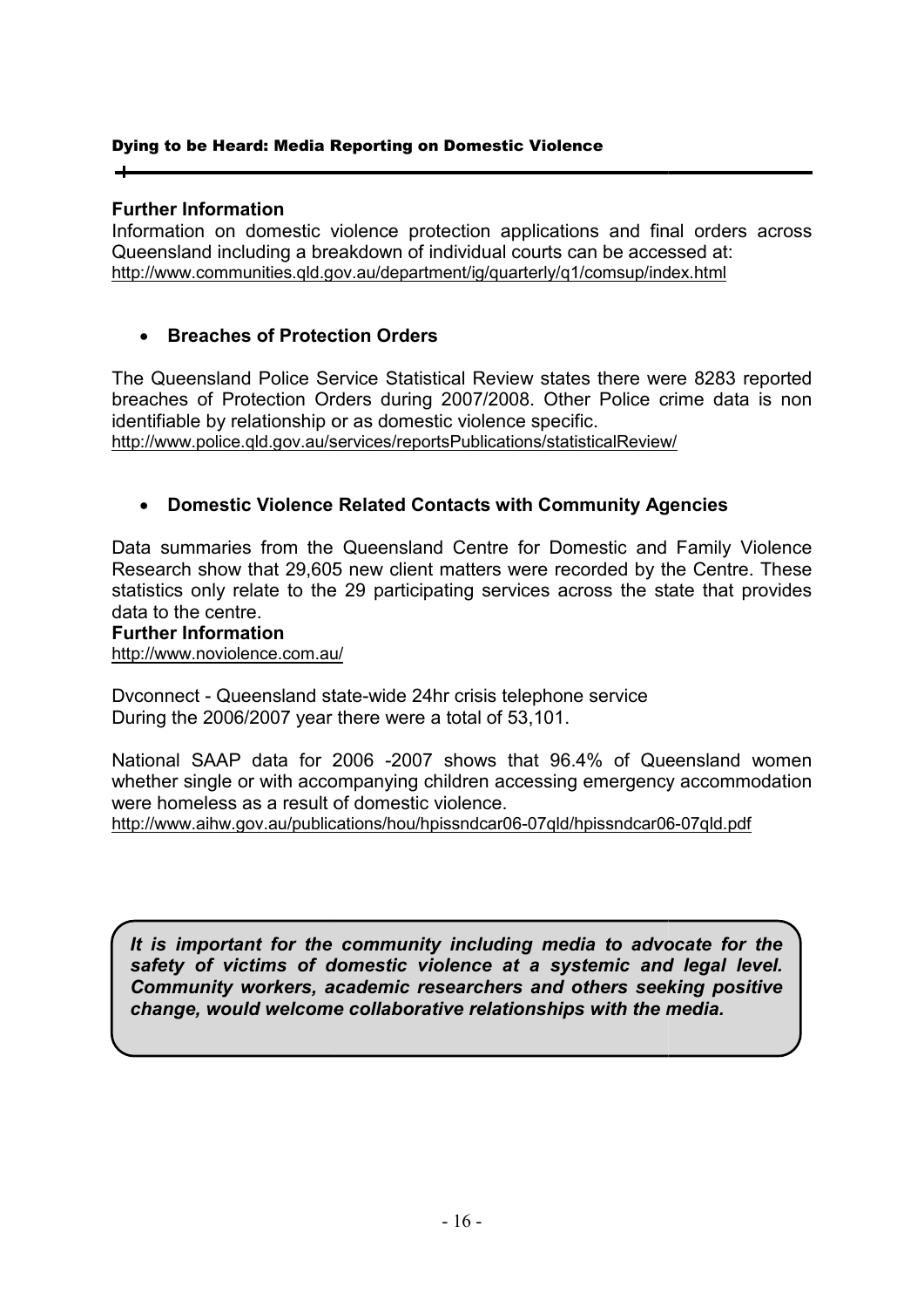**Further Information**

Information on domestic violence protection applications and final orders across Queensland including a breakdown of individual courts can be accessed at:
http://www.communities.qld.gov.au/department/ig/quarterly/q1/comsup/index.html

- **Breaches of Protection Orders**

The Queensland Police Service Statistical Review states there were 8283 reported breaches of Protection Orders during 2007/2008. Other Police crime data is non identifiable by relationship or as domestic violence specific.
http://www.police.qld.gov.au/services/reportsPublications/statisticalReview/

- **Domestic Violence Related Contacts with Community Agencies**

Data summaries from the Queensland Centre for Domestic and Family Violence Research show that 29,605 new client matters were recorded by the Centre. These statistics only relate to the 29 participating services across the state that provides data to the centre.

**Further Information**
http://www.noviolence.com.au/

Dvconnect - Queensland state-wide 24hr crisis telephone service
During the 2006/2007 year there were a total of 53,101.

National SAAP data for 2006 -2007 shows that 96.4% of Queensland women whether single or with accompanying children accessing emergency accommodation were homeless as a result of domestic violence.
http://www.aihw.gov.au/publications/hou/hpissndcar06-07qld/hpissndcar06-07qld.pdf

***It is important for the community including media to advocate for the safety of victims of domestic violence at a systemic and legal level. Community workers, academic researchers and others seeking positive change, would welcome collaborative relationships with the media.***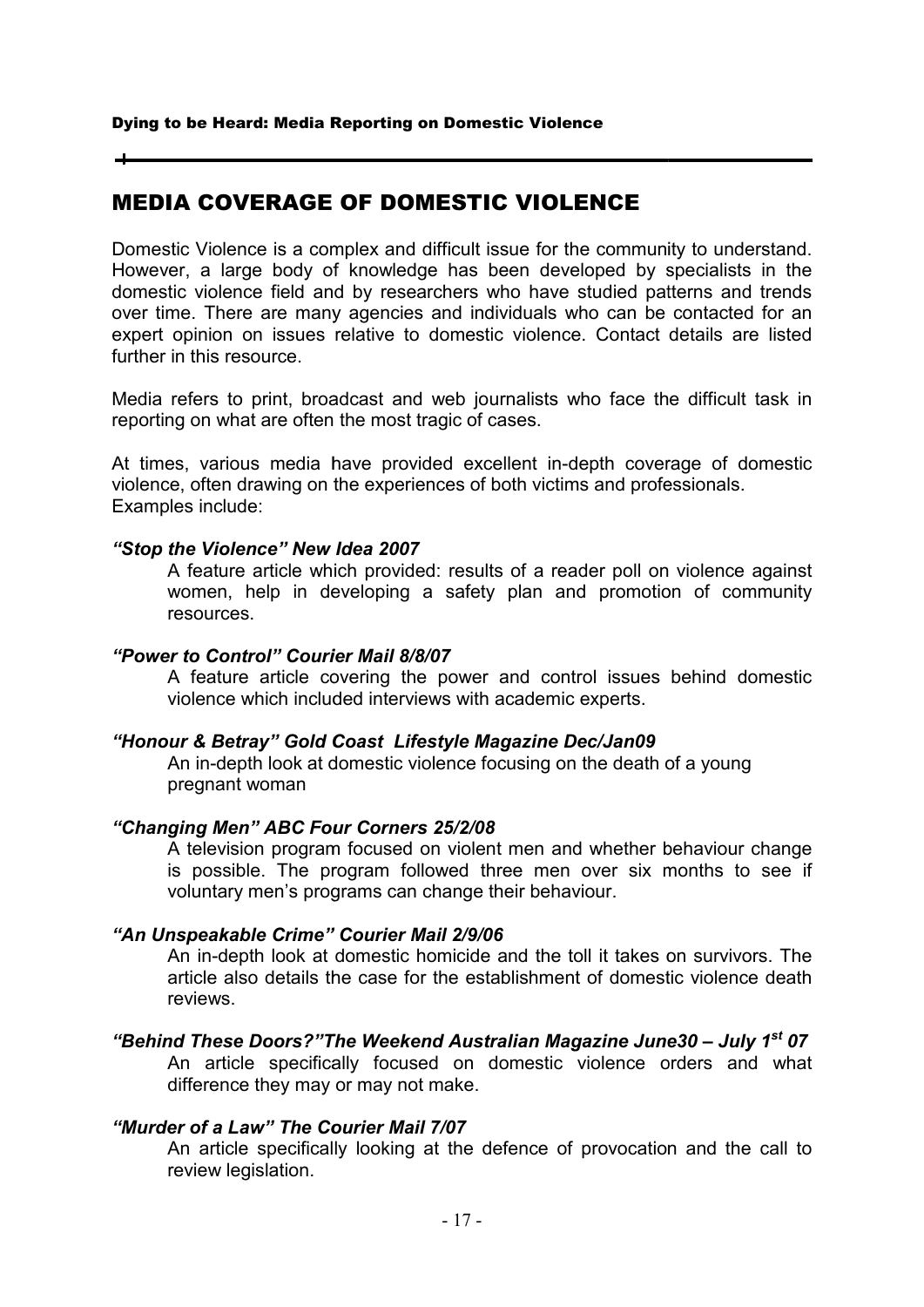## MEDIA COVERAGE OF DOMESTIC VIOLENCE

Domestic Violence is a complex and difficult issue for the community to understand. However, a large body of knowledge has been developed by specialists in the domestic violence field and by researchers who have studied patterns and trends over time. There are many agencies and individuals who can be contacted for an expert opinion on issues relative to domestic violence. Contact details are listed further in this resource.

Media refers to print, broadcast and web journalists who face the difficult task in reporting on what are often the most tragic of cases.

At times, various media have provided excellent in-depth coverage of domestic violence, often drawing on the experiences of both victims and professionals. Examples include:

***"Stop the Violence" New Idea 2007***

A feature article which provided: results of a reader poll on violence against women, help in developing a safety plan and promotion of community resources.

***"Power to Control" Courier Mail 8/8/07***

A feature article covering the power and control issues behind domestic violence which included interviews with academic experts.

***"Honour & Betray" Gold Coast Lifestyle Magazine Dec/Jan09***

An in-depth look at domestic violence focusing on the death of a young pregnant woman

***"Changing Men" ABC Four Corners 25/2/08***

A television program focused on violent men and whether behaviour change is possible. The program followed three men over six months to see if voluntary men's programs can change their behaviour.

***"An Unspeakable Crime" Courier Mail 2/9/06***

An in-depth look at domestic homicide and the toll it takes on survivors. The article also details the case for the establishment of domestic violence death reviews.

***"Behind These Doors?"The Weekend Australian Magazine June30 – July 1st 07***

An article specifically focused on domestic violence orders and what difference they may or may not make.

***"Murder of a Law" The Courier Mail 7/07***

An article specifically looking at the defence of provocation and the call to review legislation.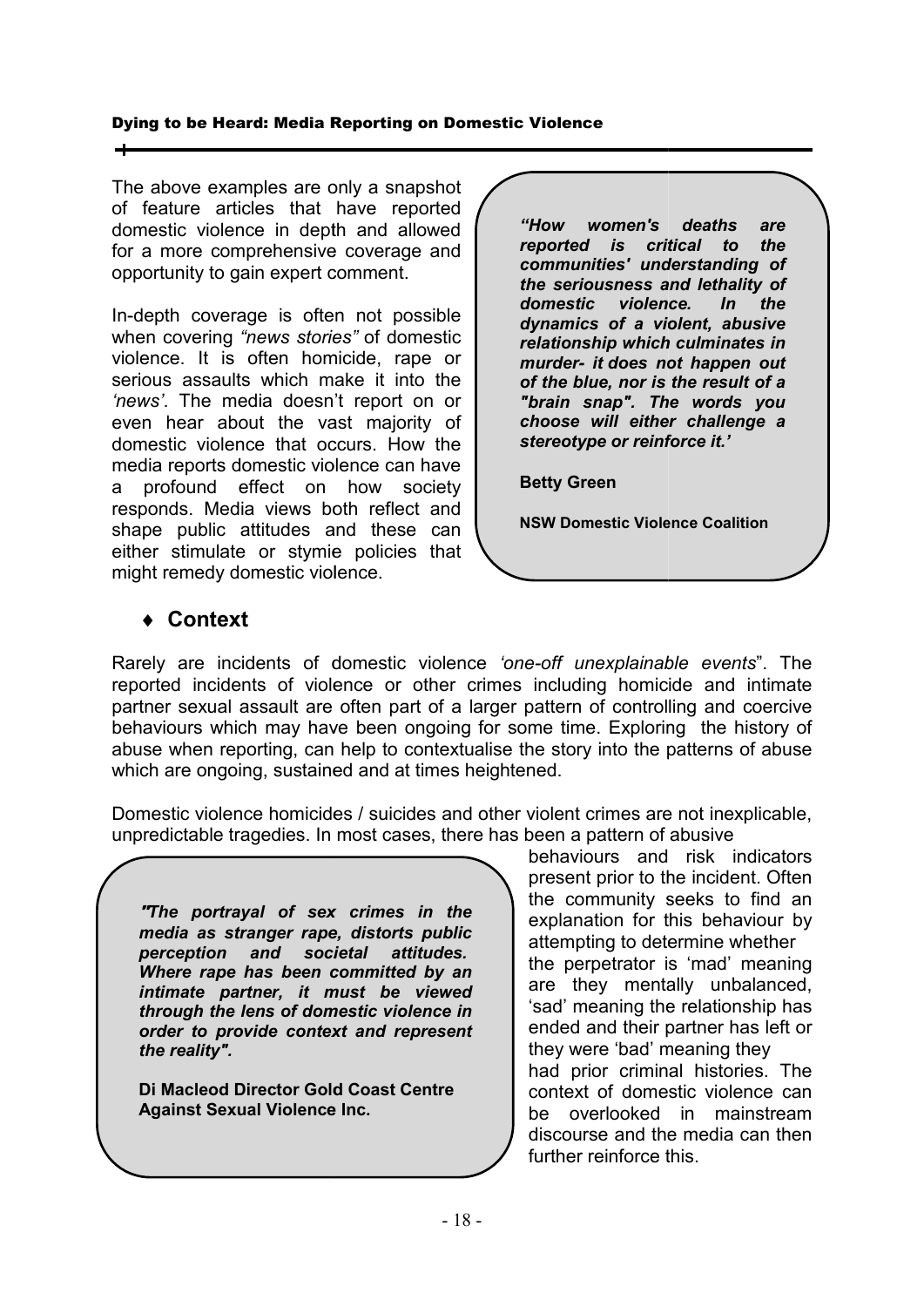The above examples are only a snapshot of feature articles that have reported domestic violence in depth and allowed for a more comprehensive coverage and opportunity to gain expert comment.

In-depth coverage is often not possible when covering *"news stories"* of domestic violence. It is often homicide, rape or serious assaults which make it into the *'news'*. The media doesn't report on or even hear about the vast majority of domestic violence that occurs. How the media reports domestic violence can have a profound effect on how society responds. Media views both reflect and shape public attitudes and these can either stimulate or stymie policies that might remedy domestic violence.

> ***"How women's deaths are reported is critical to the communities' understanding of the seriousness and lethality of domestic violence. In the dynamics of a violent, abusive relationship which culminates in murder- it does not happen out of the blue, nor is the result of a "brain snap". The words you choose will either challenge a stereotype or reinforce it.'***
>
> **Betty Green**
>
> **NSW Domestic Violence Coalition**

## ♦ Context

Rarely are incidents of domestic violence *'one-off unexplainable events*". The reported incidents of violence or other crimes including homicide and intimate partner sexual assault are often part of a larger pattern of controlling and coercive behaviours which may have been ongoing for some time. Exploring the history of abuse when reporting, can help to contextualise the story into the patterns of abuse which are ongoing, sustained and at times heightened.

Domestic violence homicides / suicides and other violent crimes are not inexplicable, unpredictable tragedies. In most cases, there has been a pattern of abusive behaviours and risk indicators present prior to the incident. Often the community seeks to find an explanation for this behaviour by attempting to determine whether the perpetrator is 'mad' meaning are they mentally unbalanced, 'sad' meaning the relationship has ended and their partner has left or they were 'bad' meaning they had prior criminal histories. The context of domestic violence can be overlooked in mainstream discourse and the media can then further reinforce this.

> ***"The portrayal of sex crimes in the media as stranger rape, distorts public perception and societal attitudes. Where rape has been committed by an intimate partner, it must be viewed through the lens of domestic violence in order to provide context and represent the reality".***
>
> **Di Macleod Director Gold Coast Centre Against Sexual Violence Inc.**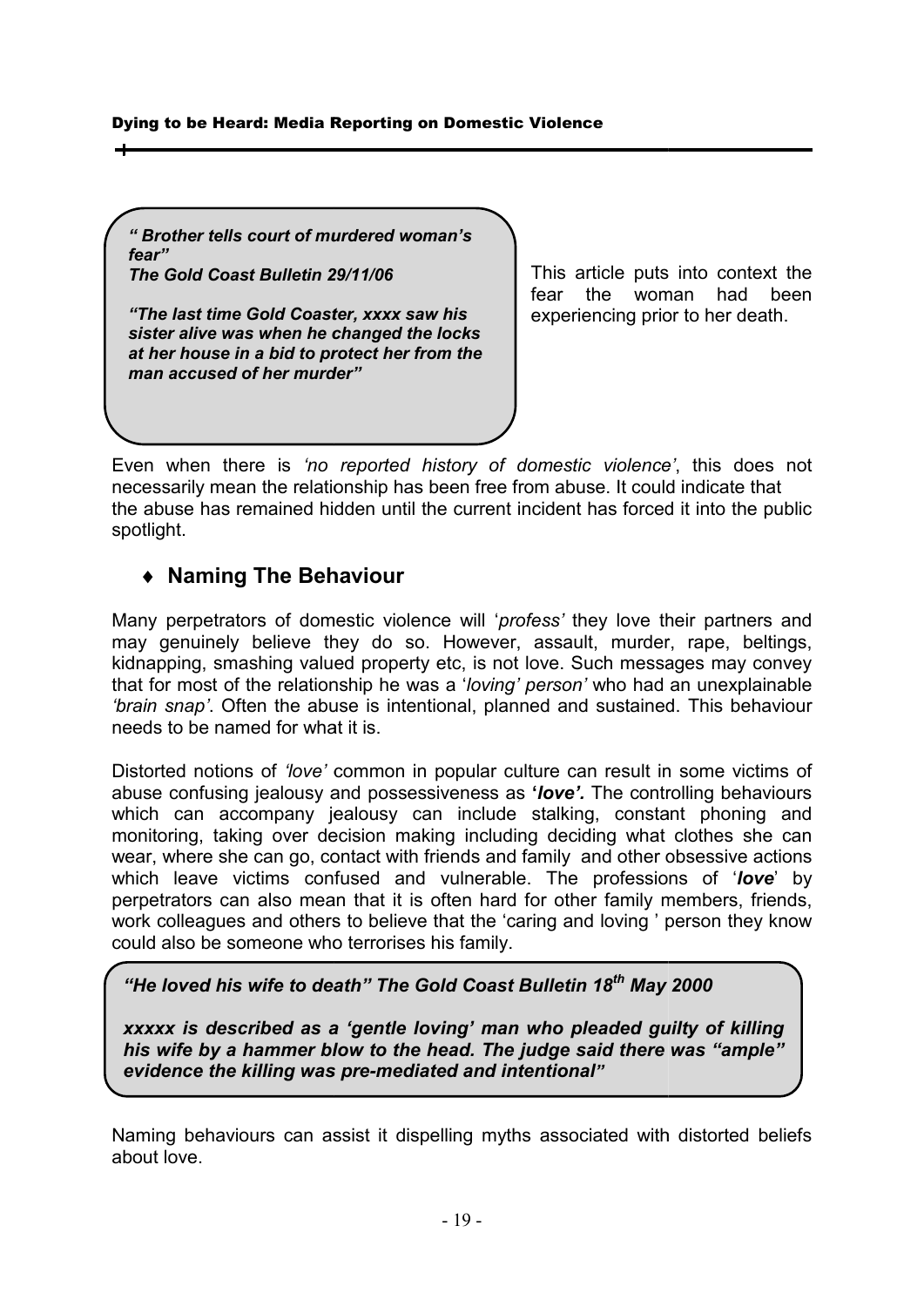> ***" Brother tells court of murdered woman's fear"***
> ***The Gold Coast Bulletin 29/11/06***
>
> ***"The last time Gold Coaster, xxxx saw his sister alive was when he changed the locks at her house in a bid to protect her from the man accused of her murder"***

This article puts into context the fear the woman had been experiencing prior to her death.

Even when there is *'no reported history of domestic violence'*, this does not necessarily mean the relationship has been free from abuse. It could indicate that the abuse has remained hidden until the current incident has forced it into the public spotlight.

## ♦ Naming The Behaviour

Many perpetrators of domestic violence will '*profess'* they love their partners and may genuinely believe they do so. However, assault, murder, rape, beltings, kidnapping, smashing valued property etc, is not love. Such messages may convey that for most of the relationship he was a '*loving' person'* who had an unexplainable *'brain snap'*. Often the abuse is intentional, planned and sustained. This behaviour needs to be named for what it is.

Distorted notions of *'love'* common in popular culture can result in some victims of abuse confusing jealousy and possessiveness as ***'love'.*** The controlling behaviours which can accompany jealousy can include stalking, constant phoning and monitoring, taking over decision making including deciding what clothes she can wear, where she can go, contact with friends and family and other obsessive actions which leave victims confused and vulnerable. The professions of '***love***' by perpetrators can also mean that it is often hard for other family members, friends, work colleagues and others to believe that the 'caring and loving ' person they know could also be someone who terrorises his family.

> ***"He loved his wife to death" The Gold Coast Bulletin 18th May 2000***
>
> ***xxxxx is described as a 'gentle loving' man who pleaded guilty of killing his wife by a hammer blow to the head. The judge said there was "ample" evidence the killing was pre-mediated and intentional"***

Naming behaviours can assist it dispelling myths associated with distorted beliefs about love.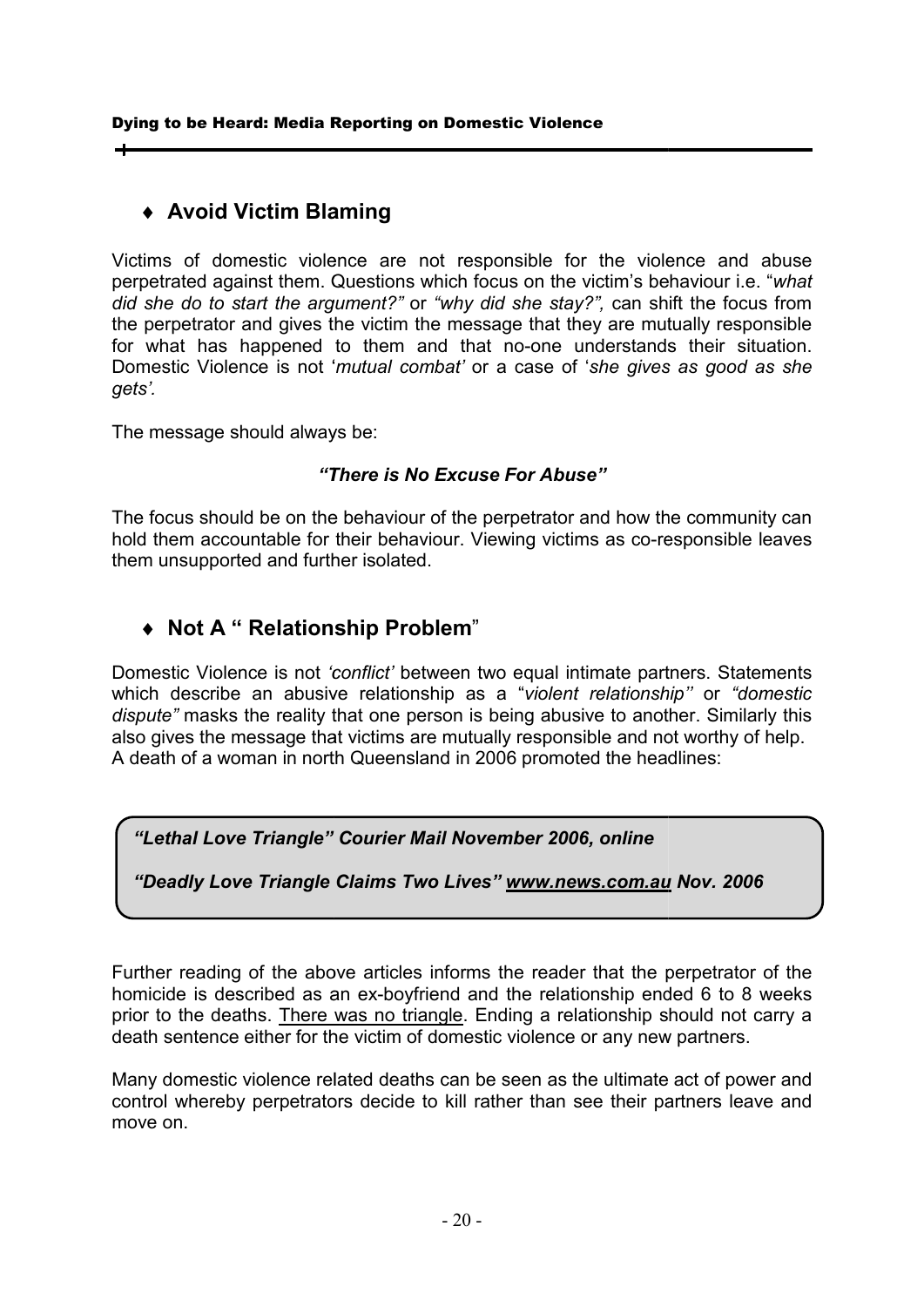## ♦ Avoid Victim Blaming

Victims of domestic violence are not responsible for the violence and abuse perpetrated against them. Questions which focus on the victim's behaviour i.e. "*what did she do to start the argument?"* or *"why did she stay?",* can shift the focus from the perpetrator and gives the victim the message that they are mutually responsible for what has happened to them and that no-one understands their situation. Domestic Violence is not '*mutual combat'* or a case of '*she gives as good as she gets'.*

The message should always be:

***"There is No Excuse For Abuse"***

The focus should be on the behaviour of the perpetrator and how the community can hold them accountable for their behaviour. Viewing victims as co-responsible leaves them unsupported and further isolated.

## ♦ Not A " Relationship Problem"

Domestic Violence is not *'conflict'* between two equal intimate partners. Statements which describe an abusive relationship as a "*violent relationship''* or *"domestic dispute"* masks the reality that one person is being abusive to another. Similarly this also gives the message that victims are mutually responsible and not worthy of help. A death of a woman in north Queensland in 2006 promoted the headlines:

> ***"Lethal Love Triangle" Courier Mail November 2006, online***
>
> ***"Deadly Love Triangle Claims Two Lives" www.news.com.au Nov. 2006***

Further reading of the above articles informs the reader that the perpetrator of the homicide is described as an ex-boyfriend and the relationship ended 6 to 8 weeks prior to the deaths. There was no triangle. Ending a relationship should not carry a death sentence either for the victim of domestic violence or any new partners.

Many domestic violence related deaths can be seen as the ultimate act of power and control whereby perpetrators decide to kill rather than see their partners leave and move on.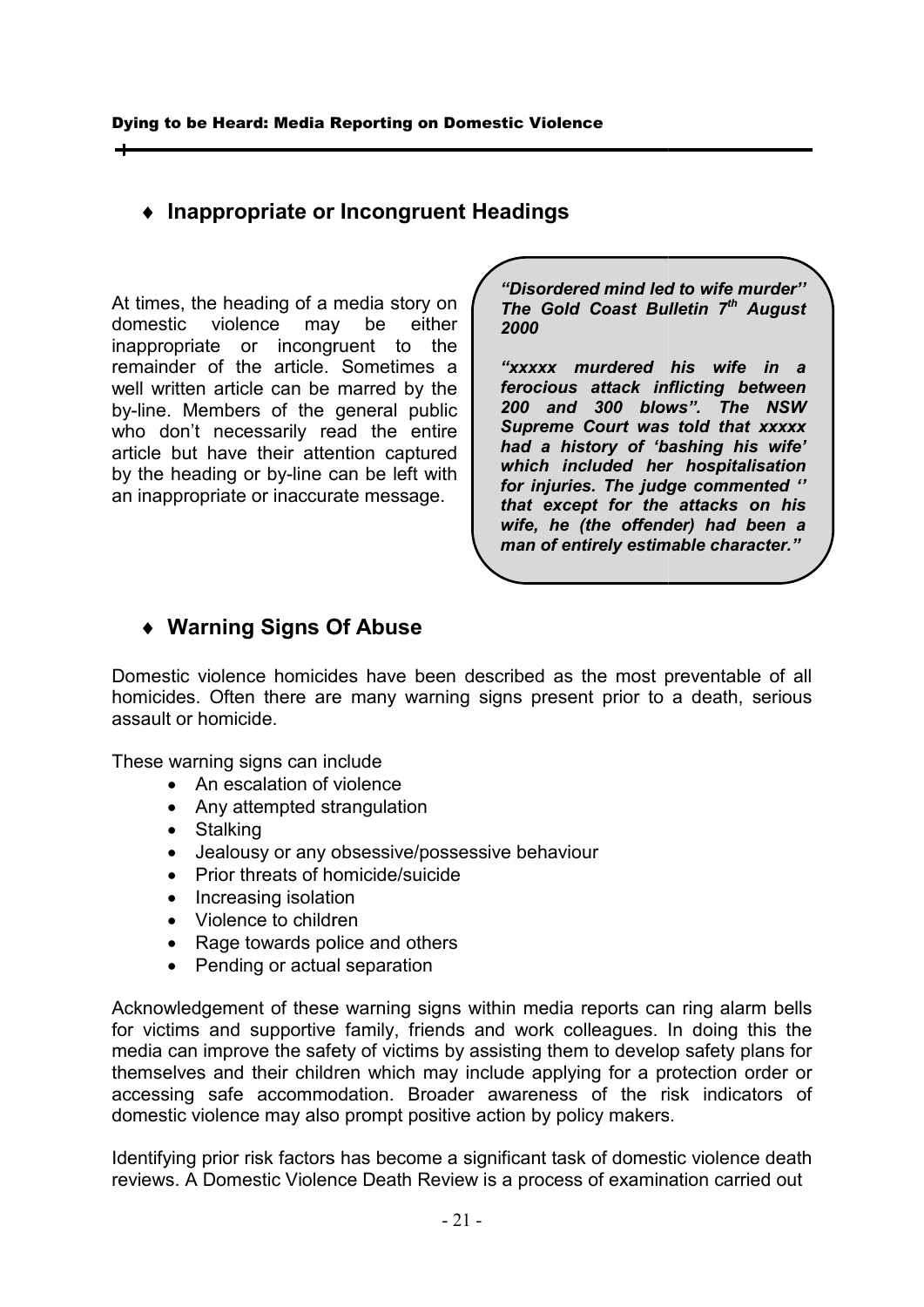## ♦ Inappropriate or Incongruent Headings

At times, the heading of a media story on domestic violence may be either inappropriate or incongruent to the remainder of the article. Sometimes a well written article can be marred by the by-line. Members of the general public who don't necessarily read the entire article but have their attention captured by the heading or by-line can be left with an inappropriate or inaccurate message.

> ***"Disordered mind led to wife murder" The Gold Coast Bulletin 7th August 2000***
>
> ***"xxxxx murdered his wife in a ferocious attack inflicting between 200 and 300 blows". The NSW Supreme Court was told that xxxxx had a history of 'bashing his wife' which included her hospitalisation for injuries. The judge commented '' that except for the attacks on his wife, he (the offender) had been a man of entirely estimable character."***

## ♦ Warning Signs Of Abuse

Domestic violence homicides have been described as the most preventable of all homicides. Often there are many warning signs present prior to a death, serious assault or homicide.

These warning signs can include

- An escalation of violence
- Any attempted strangulation
- Stalking
- Jealousy or any obsessive/possessive behaviour
- Prior threats of homicide/suicide
- Increasing isolation
- Violence to children
- Rage towards police and others
- Pending or actual separation

Acknowledgement of these warning signs within media reports can ring alarm bells for victims and supportive family, friends and work colleagues. In doing this the media can improve the safety of victims by assisting them to develop safety plans for themselves and their children which may include applying for a protection order or accessing safe accommodation. Broader awareness of the risk indicators of domestic violence may also prompt positive action by policy makers.

Identifying prior risk factors has become a significant task of domestic violence death reviews. A Domestic Violence Death Review is a process of examination carried out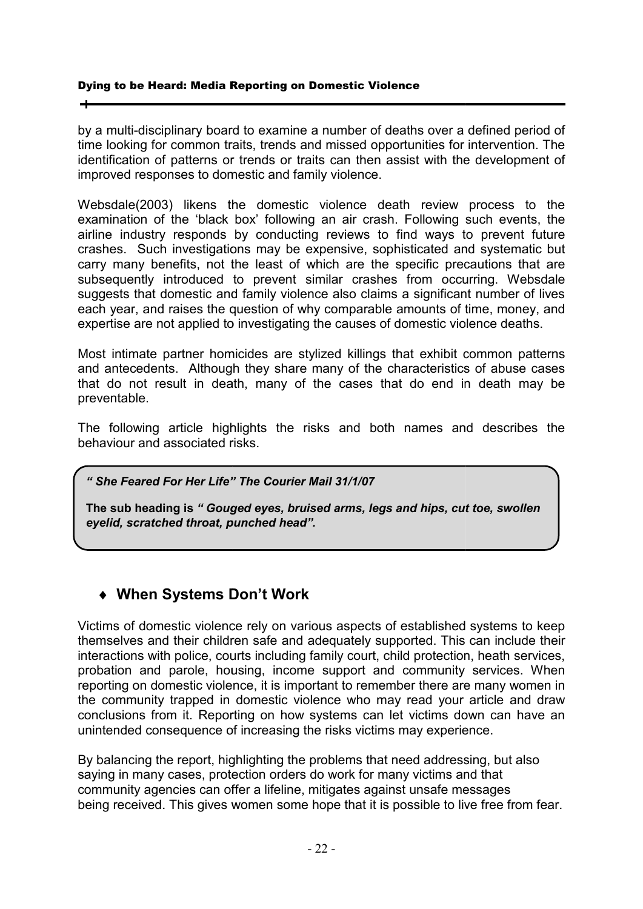by a multi-disciplinary board to examine a number of deaths over a defined period of time looking for common traits, trends and missed opportunities for intervention. The identification of patterns or trends or traits can then assist with the development of improved responses to domestic and family violence.

Websdale(2003) likens the domestic violence death review process to the examination of the 'black box' following an air crash. Following such events, the airline industry responds by conducting reviews to find ways to prevent future crashes. Such investigations may be expensive, sophisticated and systematic but carry many benefits, not the least of which are the specific precautions that are subsequently introduced to prevent similar crashes from occurring. Websdale suggests that domestic and family violence also claims a significant number of lives each year, and raises the question of why comparable amounts of time, money, and expertise are not applied to investigating the causes of domestic violence deaths.

Most intimate partner homicides are stylized killings that exhibit common patterns and antecedents. Although they share many of the characteristics of abuse cases that do not result in death, many of the cases that do end in death may be preventable.

The following article highlights the risks and both names and describes the behaviour and associated risks.

> ***" She Feared For Her Life" The Courier Mail 31/1/07***
>
> **The sub heading is *" Gouged eyes, bruised arms, legs and hips, cut toe, swollen eyelid, scratched throat, punched head".***

## ♦ When Systems Don't Work

Victims of domestic violence rely on various aspects of established systems to keep themselves and their children safe and adequately supported. This can include their interactions with police, courts including family court, child protection, heath services, probation and parole, housing, income support and community services. When reporting on domestic violence, it is important to remember there are many women in the community trapped in domestic violence who may read your article and draw conclusions from it. Reporting on how systems can let victims down can have an unintended consequence of increasing the risks victims may experience.

By balancing the report, highlighting the problems that need addressing, but also saying in many cases, protection orders do work for many victims and that community agencies can offer a lifeline, mitigates against unsafe messages being received. This gives women some hope that it is possible to live free from fear.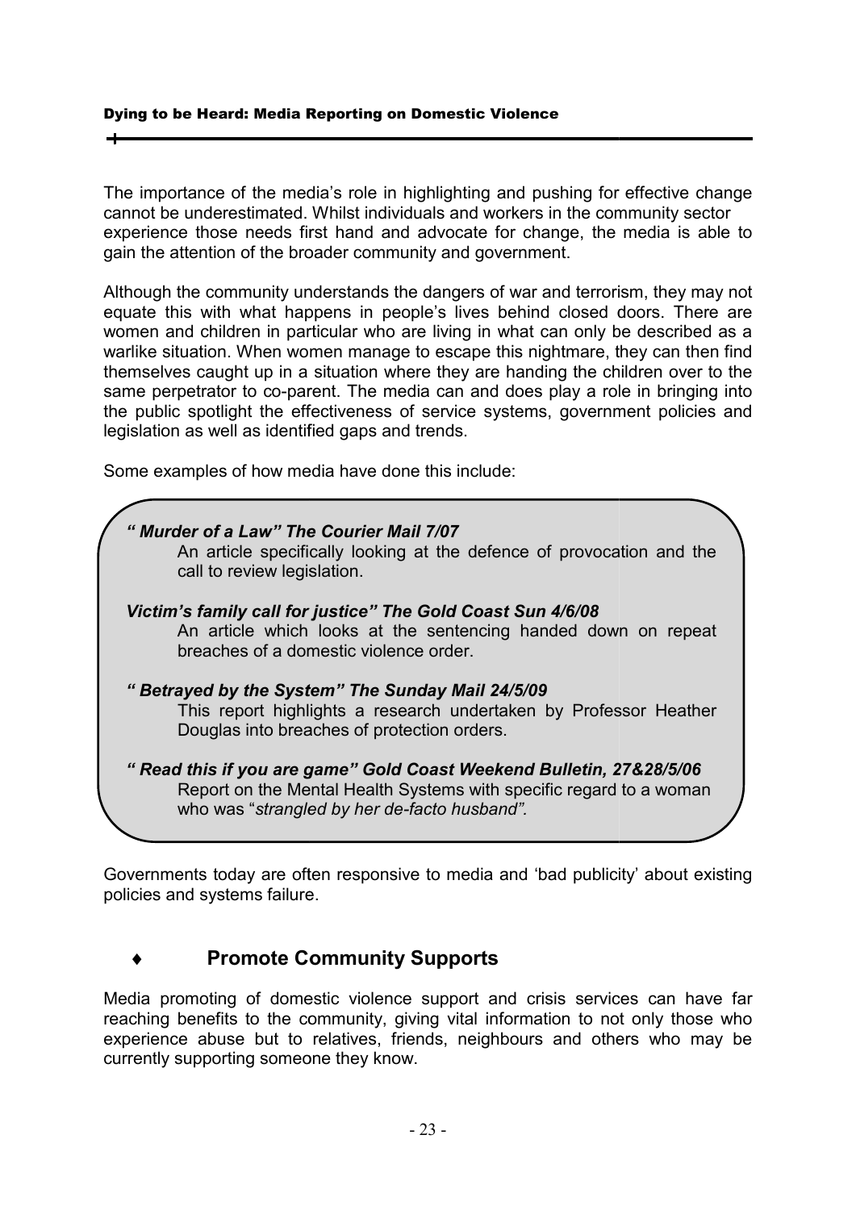The importance of the media's role in highlighting and pushing for effective change cannot be underestimated. Whilst individuals and workers in the community sector experience those needs first hand and advocate for change, the media is able to gain the attention of the broader community and government.

Although the community understands the dangers of war and terrorism, they may not equate this with what happens in people's lives behind closed doors. There are women and children in particular who are living in what can only be described as a warlike situation. When women manage to escape this nightmare, they can then find themselves caught up in a situation where they are handing the children over to the same perpetrator to co-parent. The media can and does play a role in bringing into the public spotlight the effectiveness of service systems, government policies and legislation as well as identified gaps and trends.

Some examples of how media have done this include:

***" Murder of a Law" The Courier Mail 7/07***
An article specifically looking at the defence of provocation and the call to review legislation.

***Victim's family call for justice" The Gold Coast Sun 4/6/08***
An article which looks at the sentencing handed down on repeat breaches of a domestic violence order.

***" Betrayed by the System" The Sunday Mail 24/5/09***
This report highlights a research undertaken by Professor Heather Douglas into breaches of protection orders.

***" Read this if you are game" Gold Coast Weekend Bulletin, 27&28/5/06***
Report on the Mental Health Systems with specific regard to a woman who was "*strangled by her de-facto husband".*

Governments today are often responsive to media and 'bad publicity' about existing policies and systems failure.

## ♦ Promote Community Supports

Media promoting of domestic violence support and crisis services can have far reaching benefits to the community, giving vital information to not only those who experience abuse but to relatives, friends, neighbours and others who may be currently supporting someone they know.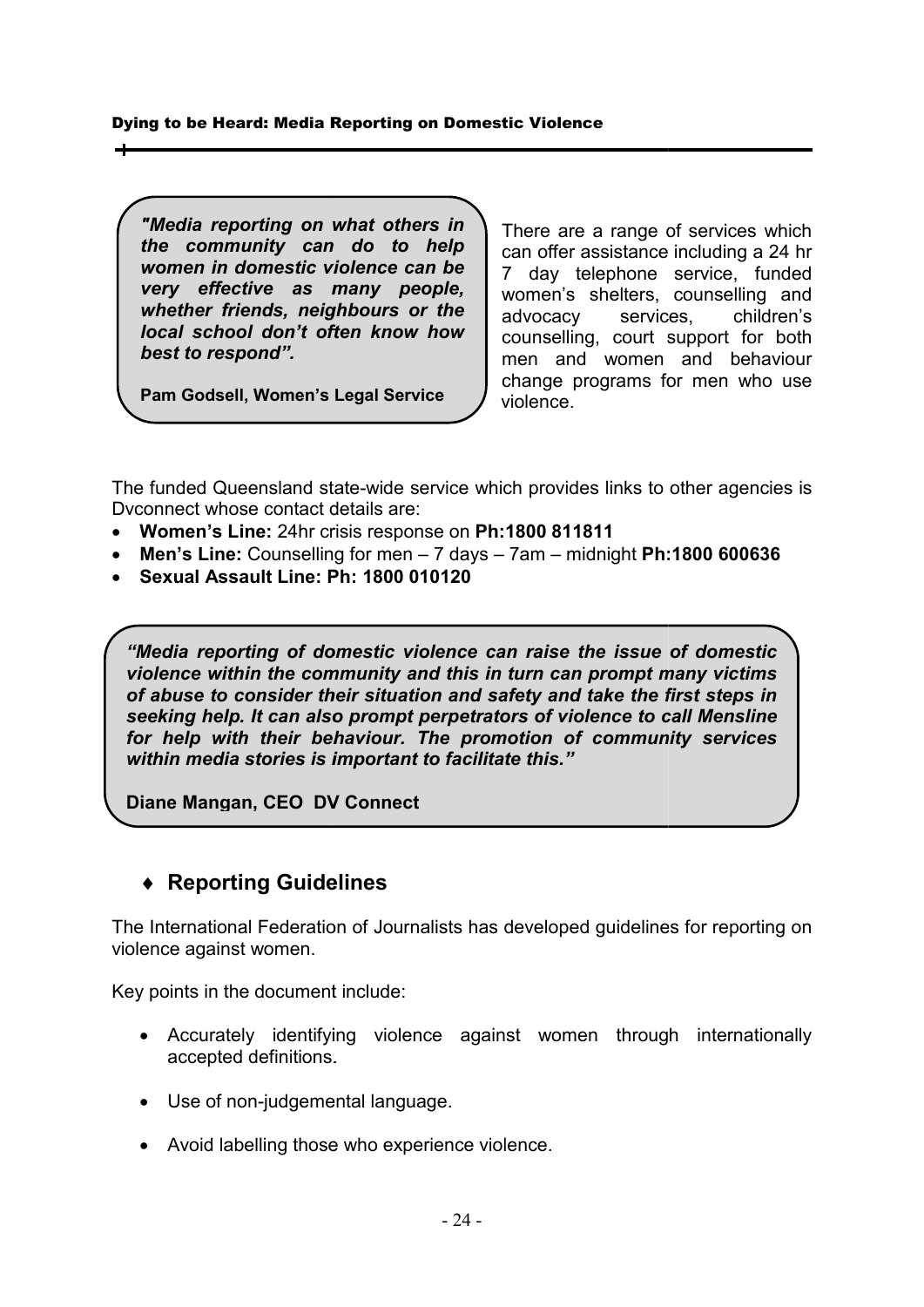> ***"Media reporting on what others in the community can do to help women in domestic violence can be very effective as many people, whether friends, neighbours or the local school don't often know how best to respond".***
>
> **Pam Godsell, Women's Legal Service**

There are a range of services which can offer assistance including a 24 hr 7 day telephone service, funded women's shelters, counselling and advocacy services, children's counselling, court support for both men and women and behaviour change programs for men who use violence.

The funded Queensland state-wide service which provides links to other agencies is Dvconnect whose contact details are:

- **Women's Line:** 24hr crisis response on **Ph:1800 811811**
- **Men's Line:** Counselling for men – 7 days – 7am – midnight **Ph:1800 600636**
- **Sexual Assault Line: Ph: 1800 010120**

> ***"Media reporting of domestic violence can raise the issue of domestic violence within the community and this in turn can prompt many victims of abuse to consider their situation and safety and take the first steps in seeking help. It can also prompt perpetrators of violence to call Mensline for help with their behaviour. The promotion of community services within media stories is important to facilitate this."***
>
> **Diane Mangan, CEO DV Connect**

## ♦ Reporting Guidelines

The International Federation of Journalists has developed guidelines for reporting on violence against women.

Key points in the document include:

- Accurately identifying violence against women through internationally accepted definitions.
- Use of non-judgemental language.
- Avoid labelling those who experience violence.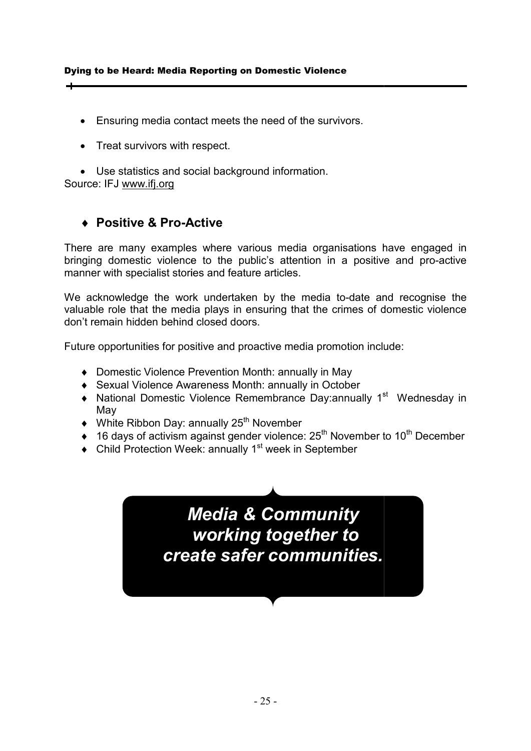- Ensuring media contact meets the need of the survivors.
- Treat survivors with respect.
- Use statistics and social background information.

Source: IFJ www.ifj.org

## ♦ Positive & Pro-Active

There are many examples where various media organisations have engaged in bringing domestic violence to the public's attention in a positive and pro-active manner with specialist stories and feature articles.

We acknowledge the work undertaken by the media to-date and recognise the valuable role that the media plays in ensuring that the crimes of domestic violence don't remain hidden behind closed doors.

Future opportunities for positive and proactive media promotion include:

- Domestic Violence Prevention Month: annually in May
- Sexual Violence Awareness Month: annually in October
- National Domestic Violence Remembrance Day:annually 1st Wednesday in May
- White Ribbon Day: annually 25th November
- 16 days of activism against gender violence: 25th November to 10th December
- Child Protection Week: annually 1st week in September

***Media & Community working together to create safer communities.***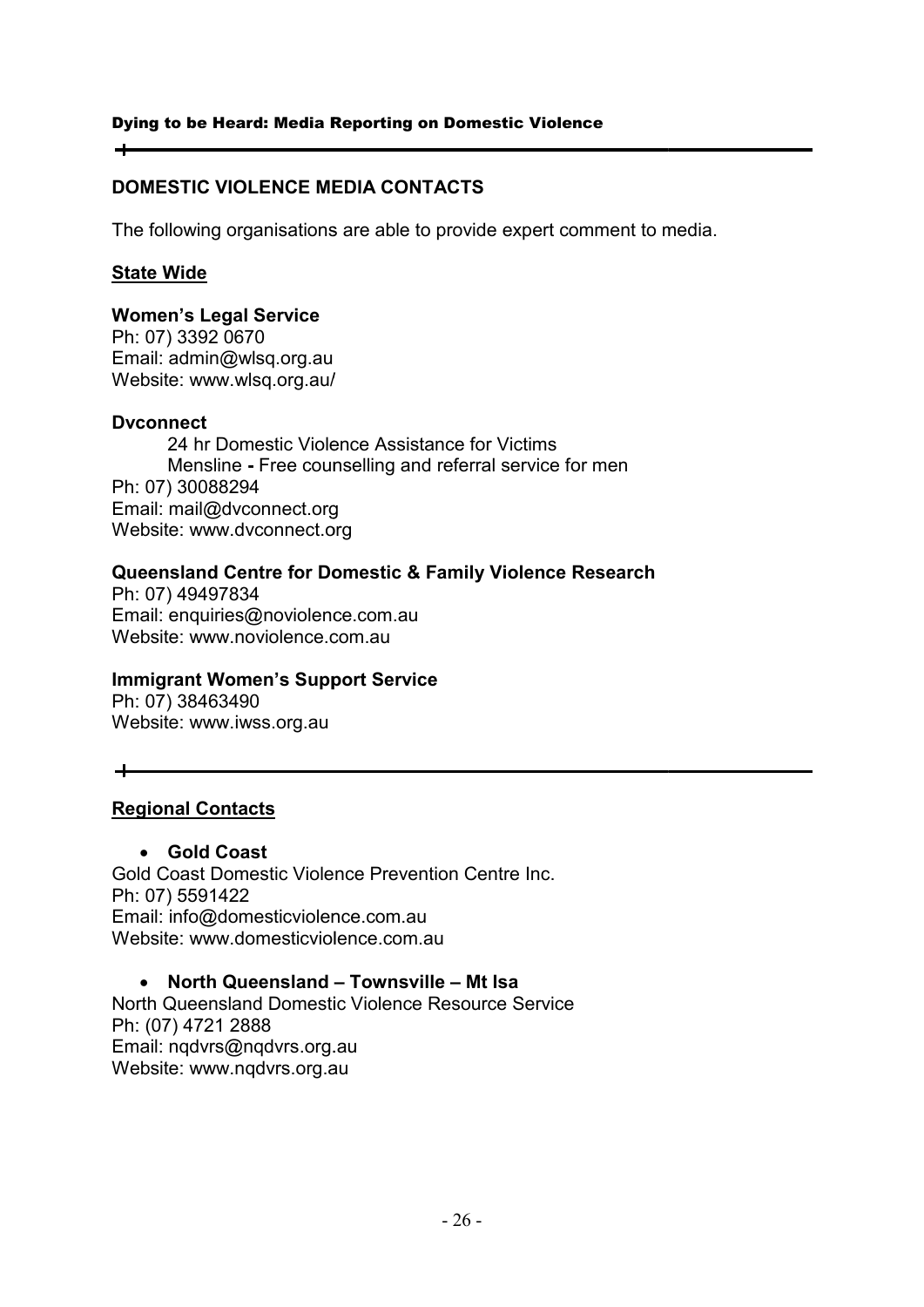## DOMESTIC VIOLENCE MEDIA CONTACTS

The following organisations are able to provide expert comment to media.

### State Wide

**Women's Legal Service**
Ph: 07) 3392 0670
Email: admin@wlsq.org.au
Website: www.wlsq.org.au/

**Dvconnect**

24 hr Domestic Violence Assistance for Victims
Mensline **-** Free counselling and referral service for men

Ph: 07) 30088294
Email: mail@dvconnect.org
Website: www.dvconnect.org

**Queensland Centre for Domestic & Family Violence Research**
Ph: 07) 49497834
Email: enquiries@noviolence.com.au
Website: www.noviolence.com.au

**Immigrant Women's Support Service**
Ph: 07) 38463490
Website: www.iwss.org.au

---

### Regional Contacts

- **Gold Coast**

Gold Coast Domestic Violence Prevention Centre Inc.
Ph: 07) 5591422
Email: info@domesticviolence.com.au
Website: www.domesticviolence.com.au

- **North Queensland – Townsville – Mt Isa**

North Queensland Domestic Violence Resource Service
Ph: (07) 4721 2888
Email: nqdvrs@nqdvrs.org.au
Website: www.nqdvrs.org.au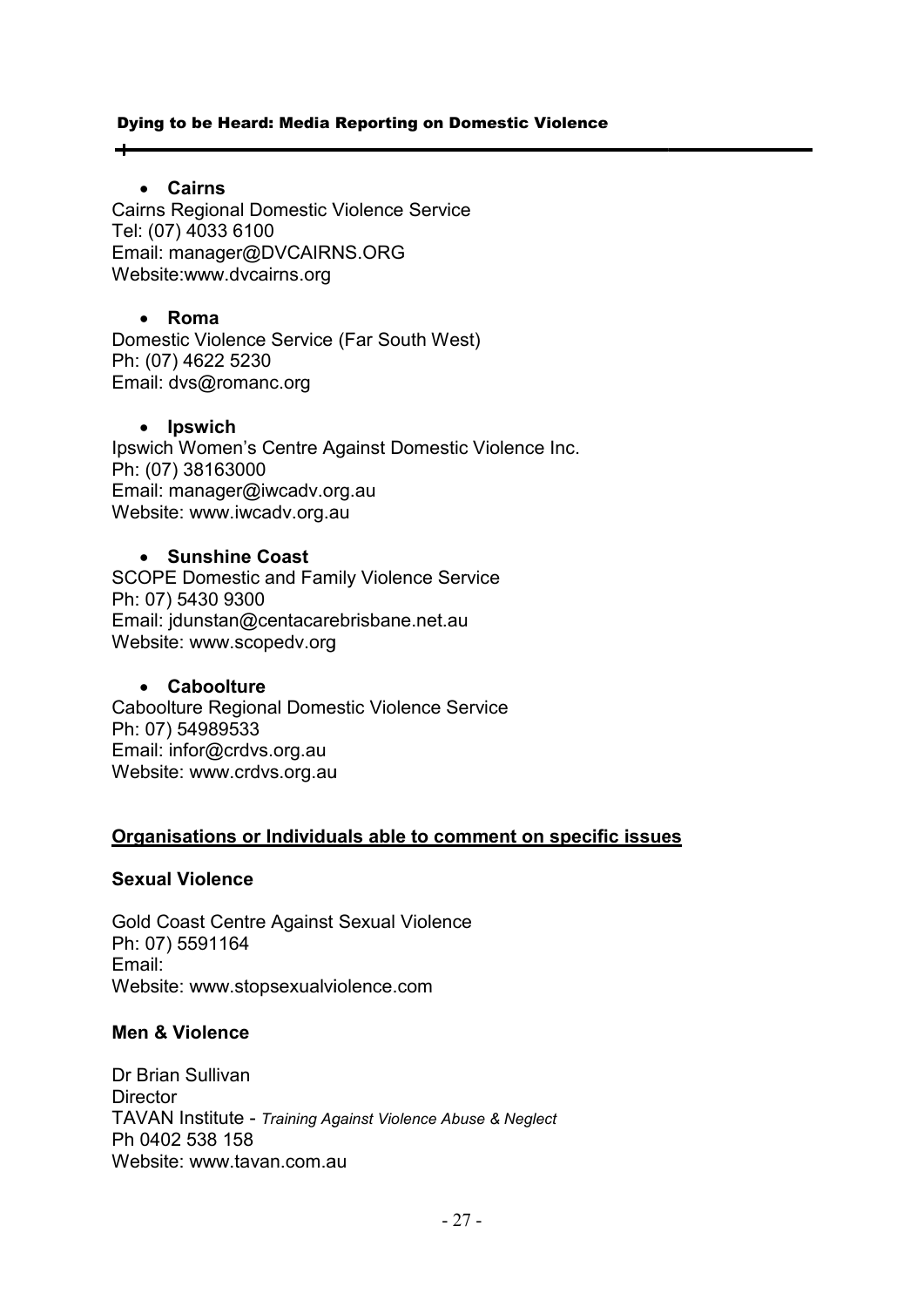- **Cairns**

Cairns Regional Domestic Violence Service
Tel: (07) 4033 6100
Email: manager@DVCAIRNS.ORG
Website:www.dvcairns.org

- **Roma**

Domestic Violence Service (Far South West)
Ph: (07) 4622 5230
Email: dvs@romanc.org

- **Ipswich**

Ipswich Women's Centre Against Domestic Violence Inc.
Ph: (07) 38163000
Email: manager@iwcadv.org.au
Website: www.iwcadv.org.au

- **Sunshine Coast**

SCOPE Domestic and Family Violence Service
Ph: 07) 5430 9300
Email: jdunstan@centacarebrisbane.net.au
Website: www.scopedv.org

- **Caboolture**

Caboolture Regional Domestic Violence Service
Ph: 07) 54989533
Email: infor@crdvs.org.au
Website: www.crdvs.org.au

## Organisations or Individuals able to comment on specific issues

### Sexual Violence

Gold Coast Centre Against Sexual Violence
Ph: 07) 5591164
Email:
Website: www.stopsexualviolence.com

### Men & Violence

Dr Brian Sullivan
Director
TAVAN Institute - *Training Against Violence Abuse & Neglect*
Ph 0402 538 158
Website: www.tavan.com.au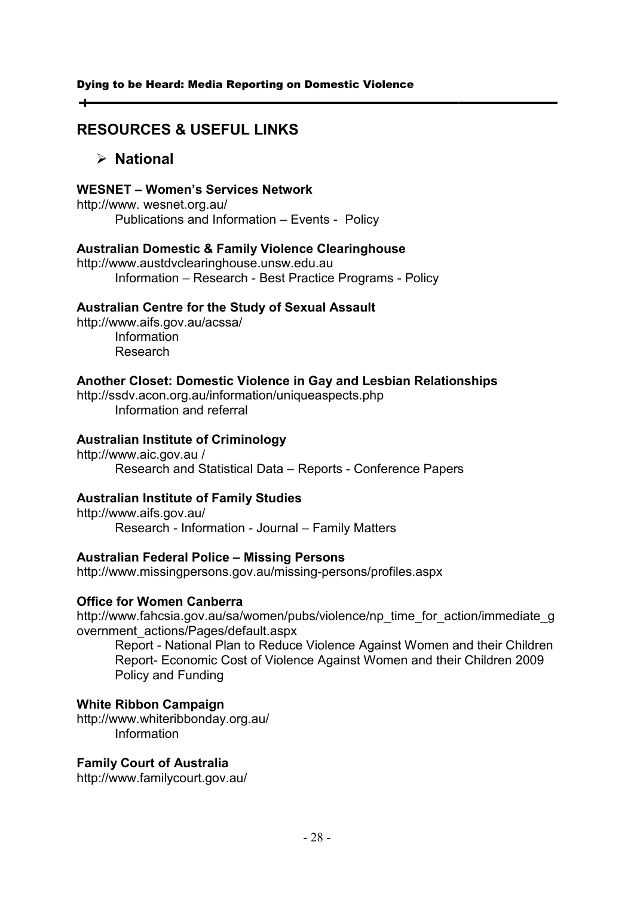## RESOURCES & USEFUL LINKS

### National

**WESNET – Women's Services Network**
http://www. wesnet.org.au/
Publications and Information – Events - Policy

**Australian Domestic & Family Violence Clearinghouse**
http://www.austdvclearinghouse.unsw.edu.au
Information – Research - Best Practice Programs - Policy

**Australian Centre for the Study of Sexual Assault**
http://www.aifs.gov.au/acssa/
Information
Research

**Another Closet: Domestic Violence in Gay and Lesbian Relationships**
http://ssdv.acon.org.au/information/uniqueaspects.php
Information and referral

**Australian Institute of Criminology**
http://www.aic.gov.au /
Research and Statistical Data – Reports - Conference Papers

**Australian Institute of Family Studies**
http://www.aifs.gov.au/
Research - Information - Journal – Family Matters

**Australian Federal Police – Missing Persons**
http://www.missingpersons.gov.au/missing-persons/profiles.aspx

**Office for Women Canberra**
http://www.fahcsia.gov.au/sa/women/pubs/violence/np_time_for_action/immediate_government_actions/Pages/default.aspx
Report - National Plan to Reduce Violence Against Women and their Children
Report- Economic Cost of Violence Against Women and their Children 2009
Policy and Funding

**White Ribbon Campaign**
http://www.whiteribbonday.org.au/
Information

**Family Court of Australia**
http://www.familycourt.gov.au/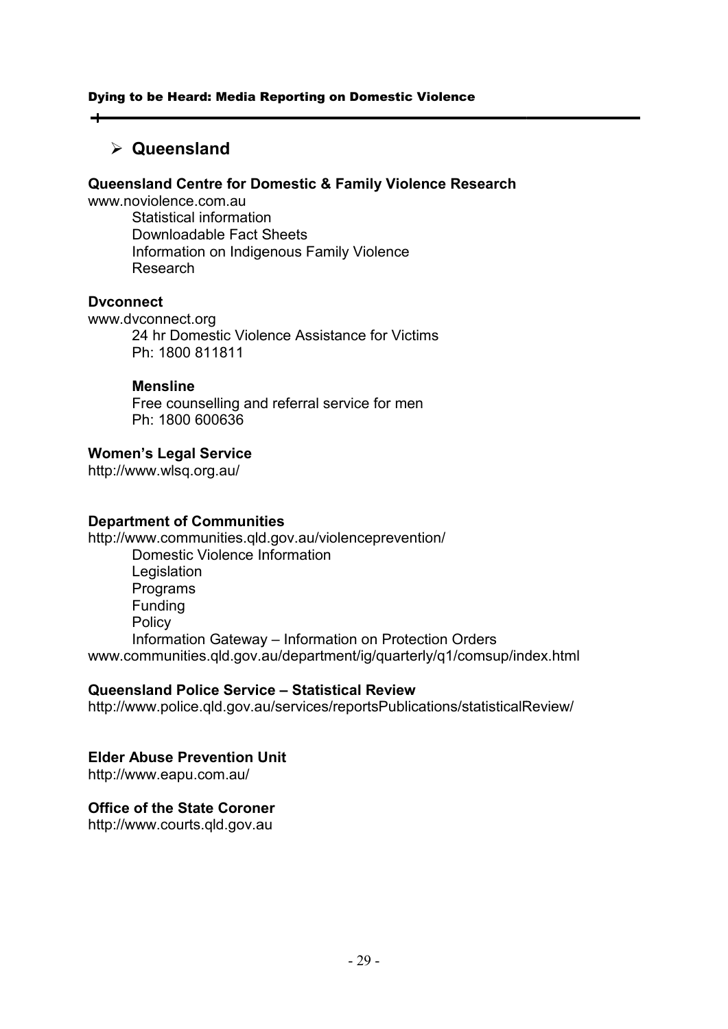## ➢ Queensland

**Queensland Centre for Domestic & Family Violence Research**
www.noviolence.com.au

- Statistical information
- Downloadable Fact Sheets
- Information on Indigenous Family Violence
- Research

**Dvconnect**
www.dvconnect.org

24 hr Domestic Violence Assistance for Victims
Ph: 1800 811811

**Mensline**
Free counselling and referral service for men
Ph: 1800 600636

**Women's Legal Service**
http://www.wlsq.org.au/

**Department of Communities**
http://www.communities.qld.gov.au/violenceprevention/

- Domestic Violence Information
- Legislation
- Programs
- Funding
- Policy
- Information Gateway – Information on Protection Orders

www.communities.qld.gov.au/department/ig/quarterly/q1/comsup/index.html

**Queensland Police Service – Statistical Review**
http://www.police.qld.gov.au/services/reportsPublications/statisticalReview/

**Elder Abuse Prevention Unit**
http://www.eapu.com.au/

**Office of the State Coroner**
http://www.courts.qld.gov.au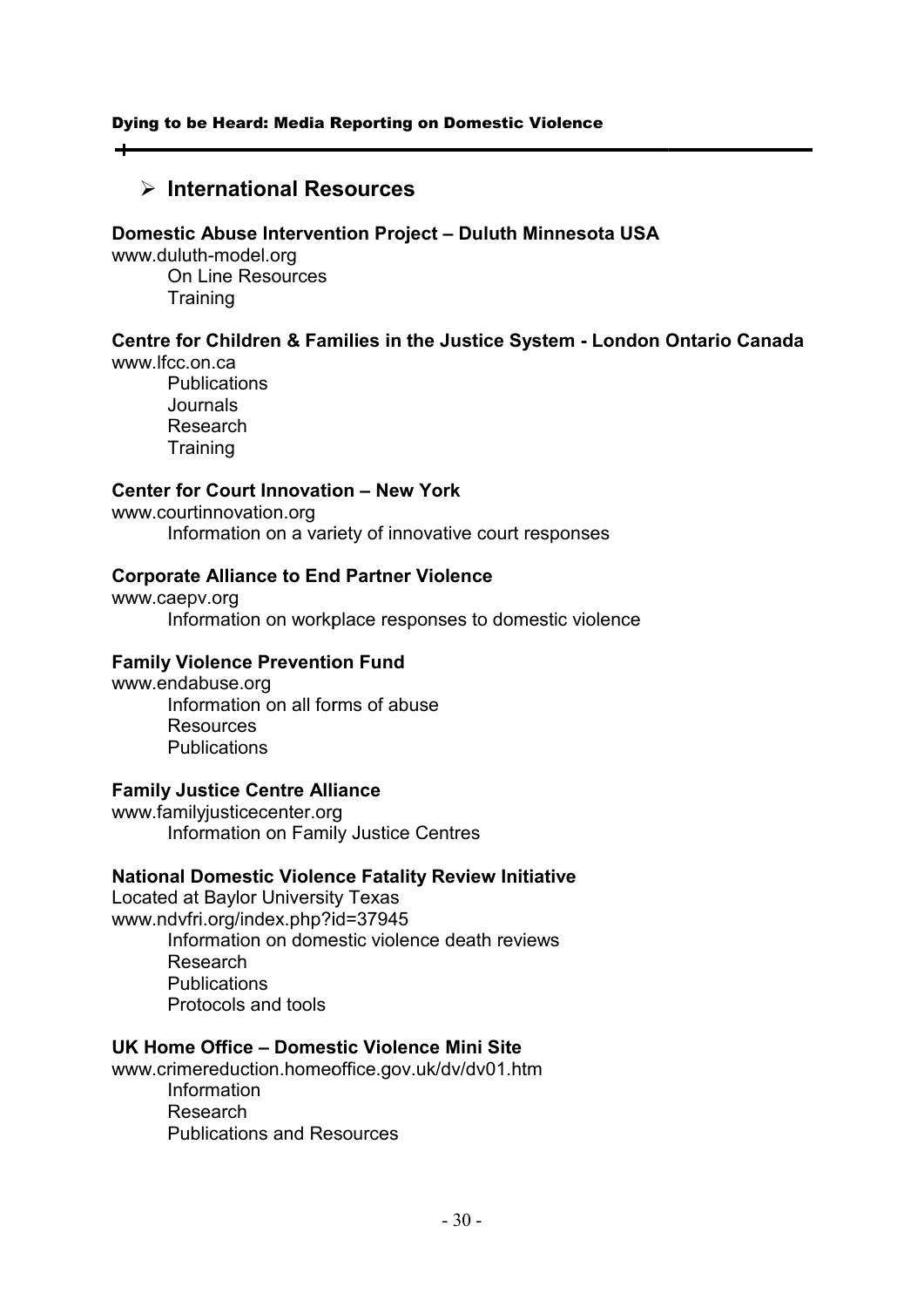## International Resources

**Domestic Abuse Intervention Project – Duluth Minnesota USA**

www.duluth-model.org

- On Line Resources
- Training

**Centre for Children & Families in the Justice System - London Ontario Canada**

www.lfcc.on.ca

- Publications
- Journals
- Research
- Training

**Center for Court Innovation – New York**

www.courtinnovation.org

- Information on a variety of innovative court responses

**Corporate Alliance to End Partner Violence**

www.caepv.org

- Information on workplace responses to domestic violence

**Family Violence Prevention Fund**

www.endabuse.org

- Information on all forms of abuse
- Resources
- Publications

**Family Justice Centre Alliance**

www.familyjusticecenter.org

- Information on Family Justice Centres

**National Domestic Violence Fatality Review Initiative**

Located at Baylor University Texas

www.ndvfri.org/index.php?id=37945

- Information on domestic violence death reviews
- Research
- Publications
- Protocols and tools

**UK Home Office – Domestic Violence Mini Site**

www.crimereduction.homeoffice.gov.uk/dv/dv01.htm

- Information
- Research
- Publications and Resources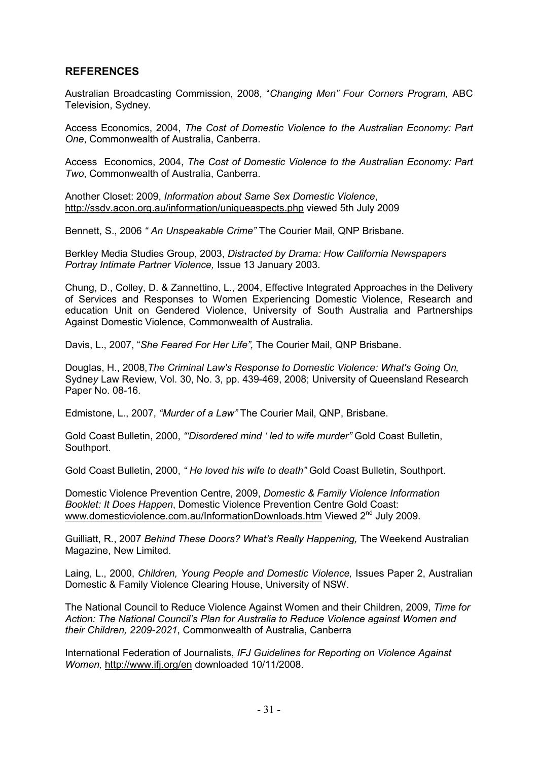## REFERENCES

Australian Broadcasting Commission, 2008, "*Changing Men" Four Corners Program,* ABC Television, Sydney.

Access Economics, 2004, *The Cost of Domestic Violence to the Australian Economy: Part One*, Commonwealth of Australia, Canberra.

Access Economics, 2004, *The Cost of Domestic Violence to the Australian Economy: Part Two*, Commonwealth of Australia, Canberra.

Another Closet: 2009, *Information about Same Sex Domestic Violence*, http://ssdv.acon.org.au/information/uniqueaspects.php viewed 5th July 2009

Bennett, S., 2006 *" An Unspeakable Crime"* The Courier Mail, QNP Brisbane.

Berkley Media Studies Group, 2003, *Distracted by Drama: How California Newspapers Portray Intimate Partner Violence,* Issue 13 January 2003.

Chung, D., Colley, D. & Zannettino, L., 2004, Effective Integrated Approaches in the Delivery of Services and Responses to Women Experiencing Domestic Violence, Research and education Unit on Gendered Violence, University of South Australia and Partnerships Against Domestic Violence, Commonwealth of Australia.

Davis, L., 2007, "*She Feared For Her Life",* The Courier Mail, QNP Brisbane.

Douglas, H., 2008,*The Criminal Law's Response to Domestic Violence: What's Going On,* Sydney Law Review, Vol. 30, No. 3, pp. 439-469, 2008; University of Queensland Research Paper No. 08-16.

Edmistone, L., 2007, *"Murder of a Law"* The Courier Mail, QNP, Brisbane.

Gold Coast Bulletin, 2000, *"'Disordered mind ' led to wife murder"* Gold Coast Bulletin, Southport.

Gold Coast Bulletin, 2000, *" He loved his wife to death"* Gold Coast Bulletin, Southport.

Domestic Violence Prevention Centre, 2009, *Domestic & Family Violence Information Booklet: It Does Happen*, Domestic Violence Prevention Centre Gold Coast: www.domesticviolence.com.au/InformationDownloads.htm Viewed 2nd July 2009.

Guilliatt, R., 2007 *Behind These Doors? What's Really Happening,* The Weekend Australian Magazine, New Limited.

Laing, L., 2000, *Children, Young People and Domestic Violence,* Issues Paper 2, Australian Domestic & Family Violence Clearing House, University of NSW.

The National Council to Reduce Violence Against Women and their Children, 2009, *Time for Action: The National Council's Plan for Australia to Reduce Violence against Women and their Children, 2209-2021*, Commonwealth of Australia, Canberra

International Federation of Journalists, *IFJ Guidelines for Reporting on Violence Against Women,* http://www.ifj.org/en downloaded 10/11/2008.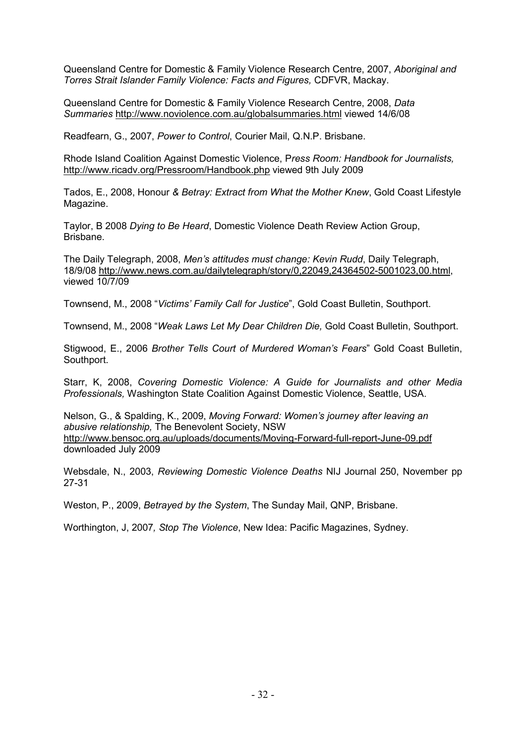Queensland Centre for Domestic & Family Violence Research Centre, 2007, *Aboriginal and Torres Strait Islander Family Violence: Facts and Figures,* CDFVR, Mackay.

Queensland Centre for Domestic & Family Violence Research Centre, 2008, *Data Summaries* http://www.noviolence.com.au/globalsummaries.html viewed 14/6/08

Readfearn, G., 2007, *Power to Control*, Courier Mail, Q.N.P. Brisbane.

Rhode Island Coalition Against Domestic Violence, P*ress Room: Handbook for Journalists,* http://www.ricadv.org/Pressroom/Handbook.php viewed 9th July 2009

Tados, E., 2008, Honour *& Betray: Extract from What the Mother Knew*, Gold Coast Lifestyle Magazine.

Taylor, B 2008 *Dying to Be Heard*, Domestic Violence Death Review Action Group, Brisbane.

The Daily Telegraph, 2008, *Men's attitudes must change: Kevin Rudd*, Daily Telegraph, 18/9/08 http://www.news.com.au/dailytelegraph/story/0,22049,24364502-5001023,00.html, viewed 10/7/09

Townsend, M., 2008 "*Victims' Family Call for Justice*", Gold Coast Bulletin, Southport.

Townsend, M., 2008 "*Weak Laws Let My Dear Children Die,* Gold Coast Bulletin, Southport.

Stigwood, E., 2006 *Brother Tells Court of Murdered Woman's Fears*" Gold Coast Bulletin, Southport.

Starr, K, 2008, *Covering Domestic Violence: A Guide for Journalists and other Media Professionals,* Washington State Coalition Against Domestic Violence, Seattle, USA.

Nelson, G., & Spalding, K., 2009, *Moving Forward: Women's journey after leaving an abusive relationship,* The Benevolent Society, NSW http://www.bensoc.org.au/uploads/documents/Moving-Forward-full-report-June-09.pdf downloaded July 2009

Websdale, N., 2003, *Reviewing Domestic Violence Deaths* NIJ Journal 250, November pp 27-31

Weston, P., 2009, *Betrayed by the System*, The Sunday Mail, QNP, Brisbane.

Worthington, J, 2007*, Stop The Violence*, New Idea: Pacific Magazines, Sydney.